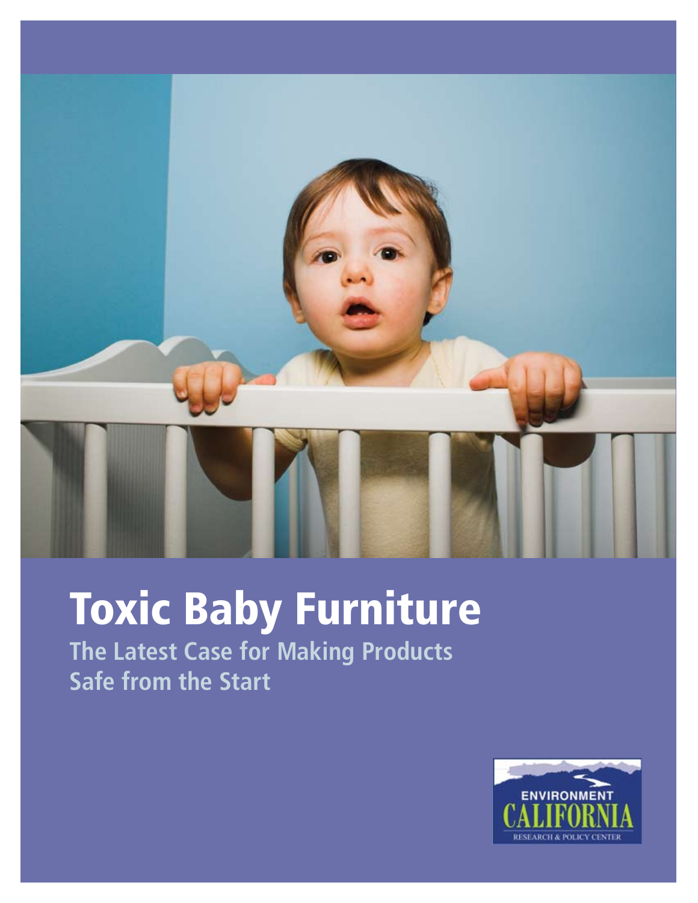# Toxic Baby Furniture

## The Latest Case for Making Products Safe from the Start

ENVIRONMENT CALIFORNIA

RESEARCH & POLICY CENTER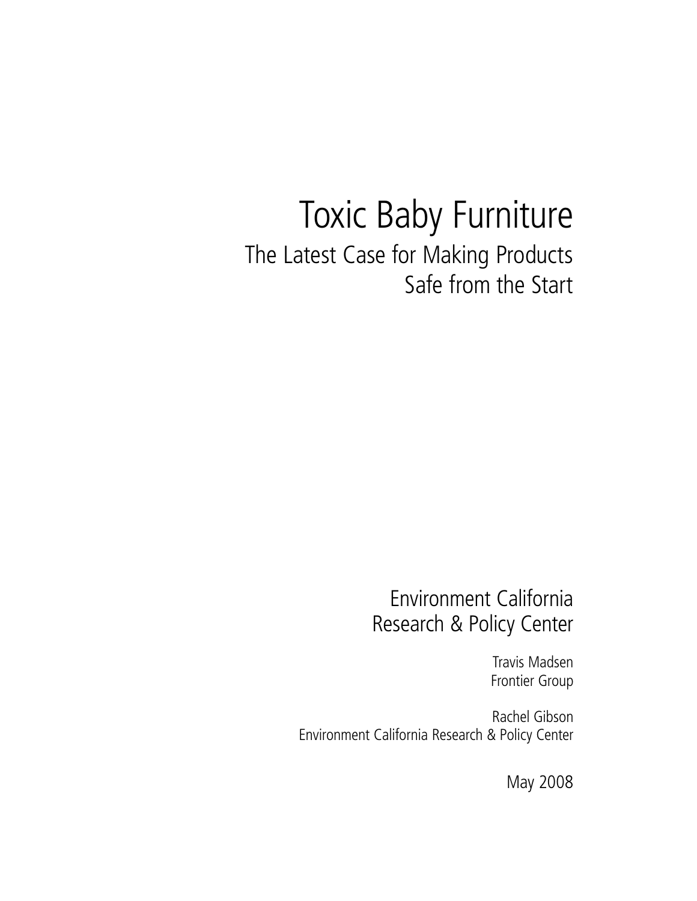# Toxic Baby Furniture

## The Latest Case for Making Products Safe from the Start

Environment California Research & Policy Center

Travis Madsen
Frontier Group

Rachel Gibson
Environment California Research & Policy Center

May 2008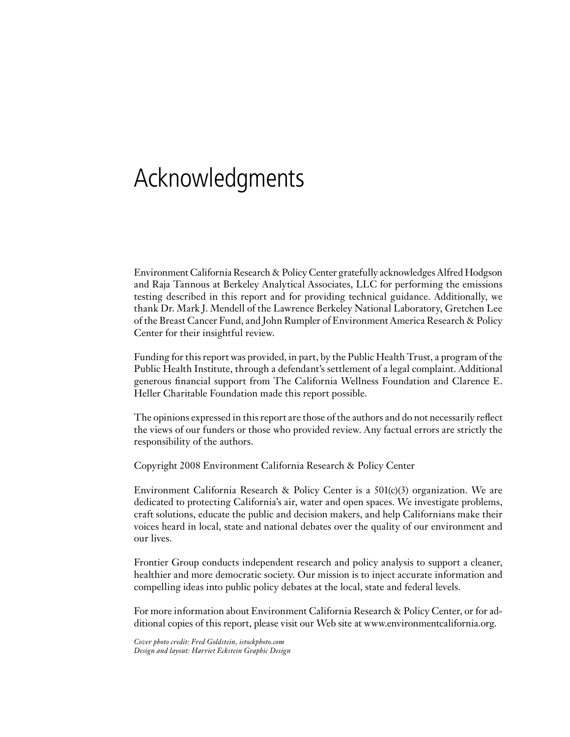# Acknowledgments

Environment California Research & Policy Center gratefully acknowledges Alfred Hodgson and Raja Tannous at Berkeley Analytical Associates, LLC for performing the emissions testing described in this report and for providing technical guidance. Additionally, we thank Dr. Mark J. Mendell of the Lawrence Berkeley National Laboratory, Gretchen Lee of the Breast Cancer Fund, and John Rumpler of Environment America Research & Policy Center for their insightful review.

Funding for this report was provided, in part, by the Public Health Trust, a program of the Public Health Institute, through a defendant's settlement of a legal complaint. Additional generous financial support from The California Wellness Foundation and Clarence E. Heller Charitable Foundation made this report possible.

The opinions expressed in this report are those of the authors and do not necessarily reflect the views of our funders or those who provided review. Any factual errors are strictly the responsibility of the authors.

Copyright 2008 Environment California Research & Policy Center

Environment California Research & Policy Center is a 501(c)(3) organization. We are dedicated to protecting California's air, water and open spaces. We investigate problems, craft solutions, educate the public and decision makers, and help Californians make their voices heard in local, state and national debates over the quality of our environment and our lives.

Frontier Group conducts independent research and policy analysis to support a cleaner, healthier and more democratic society. Our mission is to inject accurate information and compelling ideas into public policy debates at the local, state and federal levels.

For more information about Environment California Research & Policy Center, or for additional copies of this report, please visit our Web site at www.environmentcalifornia.org.

*Cover photo credit: Fred Goldstein, istockphoto.com*
*Design and layout: Harriet Eckstein Graphic Design*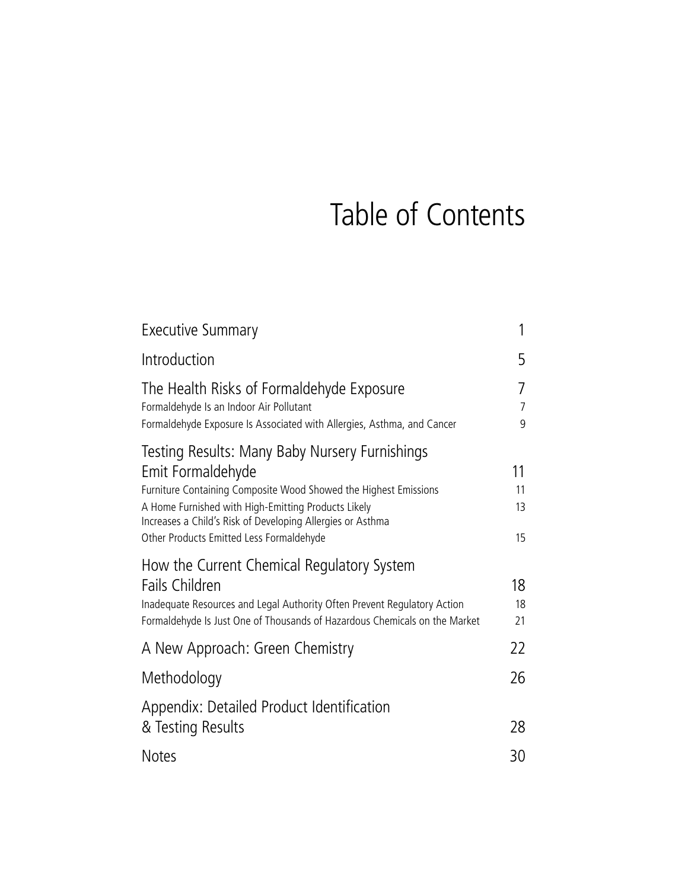# Table of Contents

| | |
|---|---|
| Executive Summary | 1 |
| Introduction | 5 |
| The Health Risks of Formaldehyde Exposure | 7 |
| Formaldehyde Is an Indoor Air Pollutant | 7 |
| Formaldehyde Exposure Is Associated with Allergies, Asthma, and Cancer | 9 |
| Testing Results: Many Baby Nursery Furnishings Emit Formaldehyde | 11 |
| Furniture Containing Composite Wood Showed the Highest Emissions | 11 |
| A Home Furnished with High-Emitting Products Likely Increases a Child's Risk of Developing Allergies or Asthma | 13 |
| Other Products Emitted Less Formaldehyde | 15 |
| How the Current Chemical Regulatory System Fails Children | 18 |
| Inadequate Resources and Legal Authority Often Prevent Regulatory Action | 18 |
| Formaldehyde Is Just One of Thousands of Hazardous Chemicals on the Market | 21 |
| A New Approach: Green Chemistry | 22 |
| Methodology | 26 |
| Appendix: Detailed Product Identification & Testing Results | 28 |
| Notes | 30 |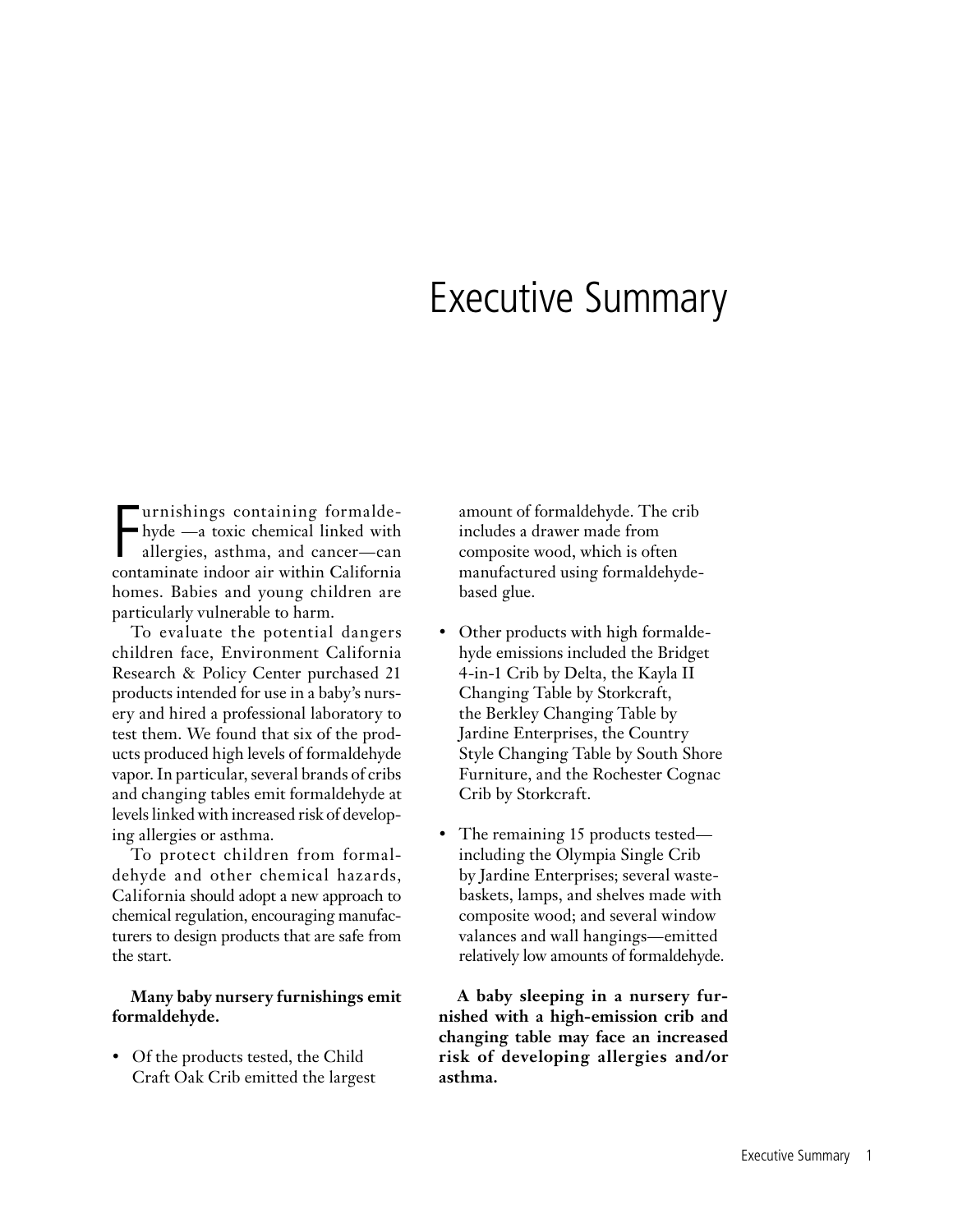# Executive Summary

Furnishings containing formaldehyde —a toxic chemical linked with allergies, asthma, and cancer—can contaminate indoor air within California homes. Babies and young children are particularly vulnerable to harm.

To evaluate the potential dangers children face, Environment California Research & Policy Center purchased 21 products intended for use in a baby's nursery and hired a professional laboratory to test them. We found that six of the products produced high levels of formaldehyde vapor. In particular, several brands of cribs and changing tables emit formaldehyde at levels linked with increased risk of developing allergies or asthma.

To protect children from formaldehyde and other chemical hazards, California should adopt a new approach to chemical regulation, encouraging manufacturers to design products that are safe from the start.

**Many baby nursery furnishings emit formaldehyde.**

- Of the products tested, the Child Craft Oak Crib emitted the largest amount of formaldehyde. The crib includes a drawer made from composite wood, which is often manufactured using formaldehyde-based glue.

- Other products with high formaldehyde emissions included the Bridget 4-in-1 Crib by Delta, the Kayla II Changing Table by Storkcraft, the Berkley Changing Table by Jardine Enterprises, the Country Style Changing Table by South Shore Furniture, and the Rochester Cognac Crib by Storkcraft.

- The remaining 15 products tested—including the Olympia Single Crib by Jardine Enterprises; several wastebaskets, lamps, and shelves made with composite wood; and several window valances and wall hangings—emitted relatively low amounts of formaldehyde.

**A baby sleeping in a nursery furnished with a high-emission crib and changing table may face an increased risk of developing allergies and/or asthma.**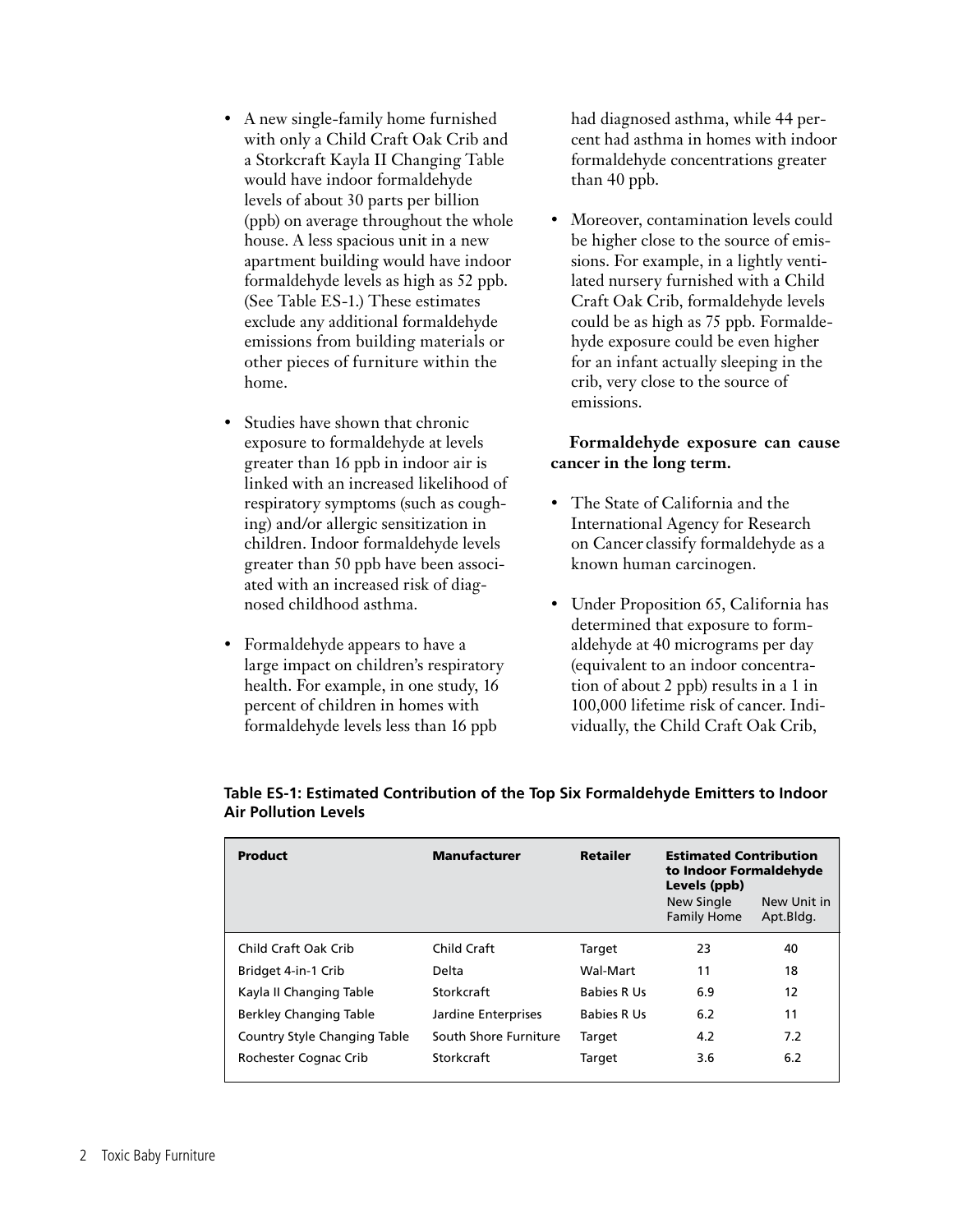- A new single-family home furnished with only a Child Craft Oak Crib and a Storkcraft Kayla II Changing Table would have indoor formaldehyde levels of about 30 parts per billion (ppb) on average throughout the whole house. A less spacious unit in a new apartment building would have indoor formaldehyde levels as high as 52 ppb. (See Table ES-1.) These estimates exclude any additional formaldehyde emissions from building materials or other pieces of furniture within the home.

- Studies have shown that chronic exposure to formaldehyde at levels greater than 16 ppb in indoor air is linked with an increased likelihood of respiratory symptoms (such as coughing) and/or allergic sensitization in children. Indoor formaldehyde levels greater than 50 ppb have been associated with an increased risk of diagnosed childhood asthma.

- Formaldehyde appears to have a large impact on children's respiratory health. For example, in one study, 16 percent of children in homes with formaldehyde levels less than 16 ppb had diagnosed asthma, while 44 percent had asthma in homes with indoor formaldehyde concentrations greater than 40 ppb.

- Moreover, contamination levels could be higher close to the source of emissions. For example, in a lightly ventilated nursery furnished with a Child Craft Oak Crib, formaldehyde levels could be as high as 75 ppb. Formaldehyde exposure could be even higher for an infant actually sleeping in the crib, very close to the source of emissions.

**Formaldehyde exposure can cause cancer in the long term.**

- The State of California and the International Agency for Research on Cancer classify formaldehyde as a known human carcinogen.

- Under Proposition 65, California has determined that exposure to formaldehyde at 40 micrograms per day (equivalent to an indoor concentration of about 2 ppb) results in a 1 in 100,000 lifetime risk of cancer. Individually, the Child Craft Oak Crib,

**Table ES-1: Estimated Contribution of the Top Six Formaldehyde Emitters to Indoor Air Pollution Levels**

| Product | Manufacturer | Retailer | Estimated Contribution to Indoor Formaldehyde Levels (ppb) | |
|---|---|---|---|---|
| | | | New Single Family Home | New Unit in Apt.Bldg. |
| Child Craft Oak Crib | Child Craft | Target | 23 | 40 |
| Bridget 4-in-1 Crib | Delta | Wal-Mart | 11 | 18 |
| Kayla II Changing Table | Storkcraft | Babies R Us | 6.9 | 12 |
| Berkley Changing Table | Jardine Enterprises | Babies R Us | 6.2 | 11 |
| Country Style Changing Table | South Shore Furniture | Target | 4.2 | 7.2 |
| Rochester Cognac Crib | Storkcraft | Target | 3.6 | 6.2 |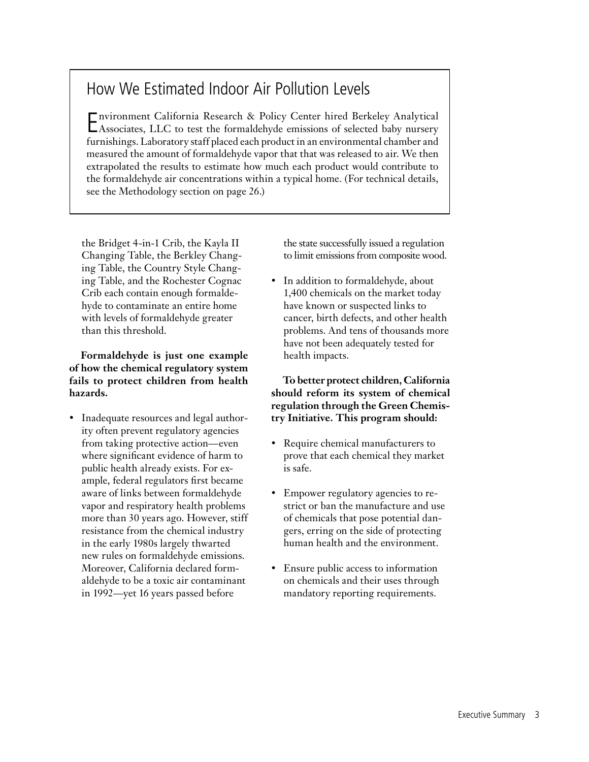## How We Estimated Indoor Air Pollution Levels

Environment California Research & Policy Center hired Berkeley Analytical Associates, LLC to test the formaldehyde emissions of selected baby nursery furnishings. Laboratory staff placed each product in an environmental chamber and measured the amount of formaldehyde vapor that that was released to air. We then extrapolated the results to estimate how much each product would contribute to the formaldehyde air concentrations within a typical home. (For technical details, see the Methodology section on page 26.)

the Bridget 4-in-1 Crib, the Kayla II Changing Table, the Berkley Changing Table, the Country Style Changing Table, and the Rochester Cognac Crib each contain enough formaldehyde to contaminate an entire home with levels of formaldehyde greater than this threshold.

**Formaldehyde is just one example of how the chemical regulatory system fails to protect children from health hazards.**

- Inadequate resources and legal authority often prevent regulatory agencies from taking protective action—even where significant evidence of harm to public health already exists. For example, federal regulators first became aware of links between formaldehyde vapor and respiratory health problems more than 30 years ago. However, stiff resistance from the chemical industry in the early 1980s largely thwarted new rules on formaldehyde emissions. Moreover, California declared formaldehyde to be a toxic air contaminant in 1992—yet 16 years passed before the state successfully issued a regulation to limit emissions from composite wood.
- In addition to formaldehyde, about 1,400 chemicals on the market today have known or suspected links to cancer, birth defects, and other health problems. And tens of thousands more have not been adequately tested for health impacts.

**To better protect children, California should reform its system of chemical regulation through the Green Chemistry Initiative. This program should:**

- Require chemical manufacturers to prove that each chemical they market is safe.
- Empower regulatory agencies to restrict or ban the manufacture and use of chemicals that pose potential dangers, erring on the side of protecting human health and the environment.
- Ensure public access to information on chemicals and their uses through mandatory reporting requirements.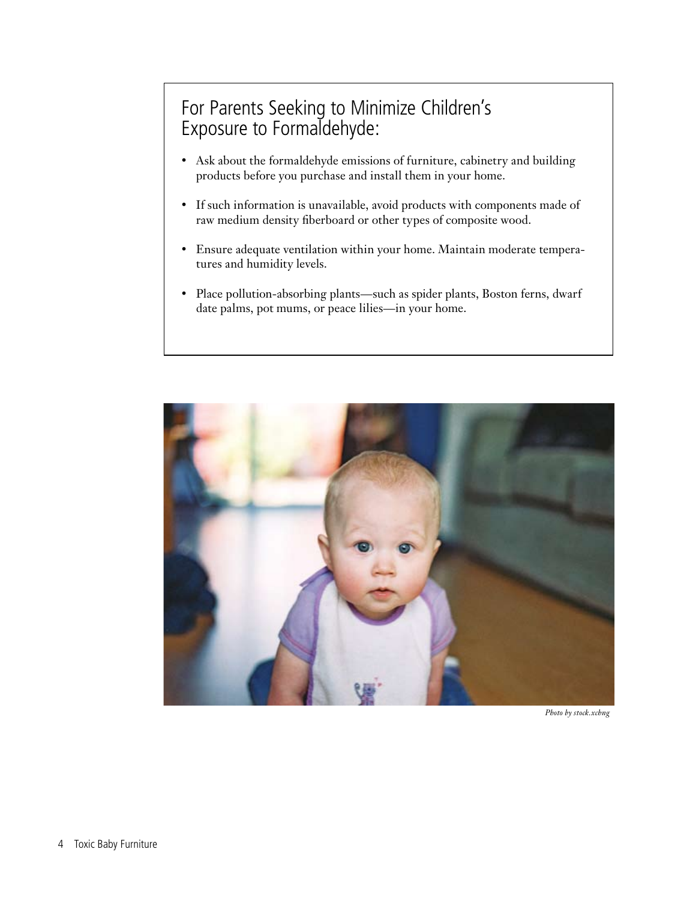## For Parents Seeking to Minimize Children's Exposure to Formaldehyde:

- Ask about the formaldehyde emissions of furniture, cabinetry and building products before you purchase and install them in your home.
- If such information is unavailable, avoid products with components made of raw medium density fiberboard or other types of composite wood.
- Ensure adequate ventilation within your home. Maintain moderate temperatures and humidity levels.
- Place pollution-absorbing plants—such as spider plants, Boston ferns, dwarf date palms, pot mums, or peace lilies—in your home.

*Photo by stock.xchng*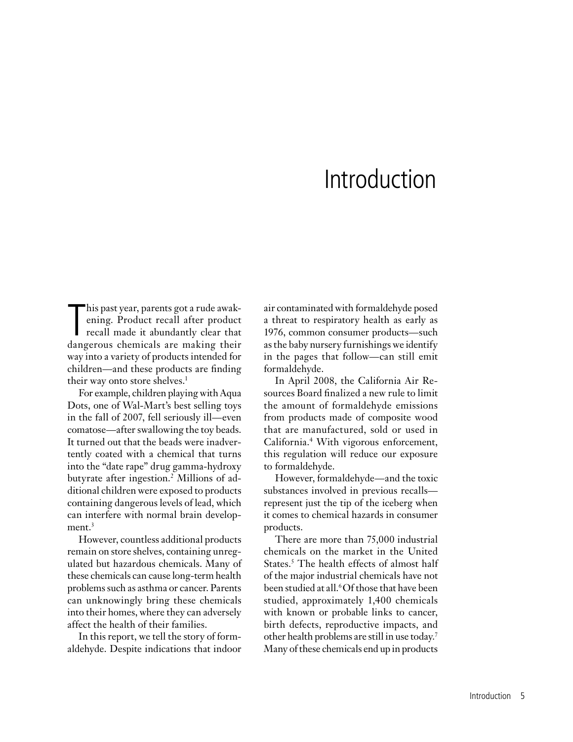# Introduction

This past year, parents got a rude awakening. Product recall after product recall made it abundantly clear that dangerous chemicals are making their way into a variety of products intended for children—and these products are finding their way onto store shelves.[1]

For example, children playing with Aqua Dots, one of Wal-Mart's best selling toys in the fall of 2007, fell seriously ill—even comatose—after swallowing the toy beads. It turned out that the beads were inadvertently coated with a chemical that turns into the "date rape" drug gamma-hydroxy butyrate after ingestion.[2] Millions of additional children were exposed to products containing dangerous levels of lead, which can interfere with normal brain development.[3]

However, countless additional products remain on store shelves, containing unregulated but hazardous chemicals. Many of these chemicals can cause long-term health problems such as asthma or cancer. Parents can unknowingly bring these chemicals into their homes, where they can adversely affect the health of their families.

In this report, we tell the story of formaldehyde. Despite indications that indoor air contaminated with formaldehyde posed a threat to respiratory health as early as 1976, common consumer products—such as the baby nursery furnishings we identify in the pages that follow—can still emit formaldehyde.

In April 2008, the California Air Resources Board finalized a new rule to limit the amount of formaldehyde emissions from products made of composite wood that are manufactured, sold or used in California.[4] With vigorous enforcement, this regulation will reduce our exposure to formaldehyde.

However, formaldehyde—and the toxic substances involved in previous recalls—represent just the tip of the iceberg when it comes to chemical hazards in consumer products.

There are more than 75,000 industrial chemicals on the market in the United States.[5] The health effects of almost half of the major industrial chemicals have not been studied at all.[6] Of those that have been studied, approximately 1,400 chemicals with known or probable links to cancer, birth defects, reproductive impacts, and other health problems are still in use today.[7] Many of these chemicals end up in products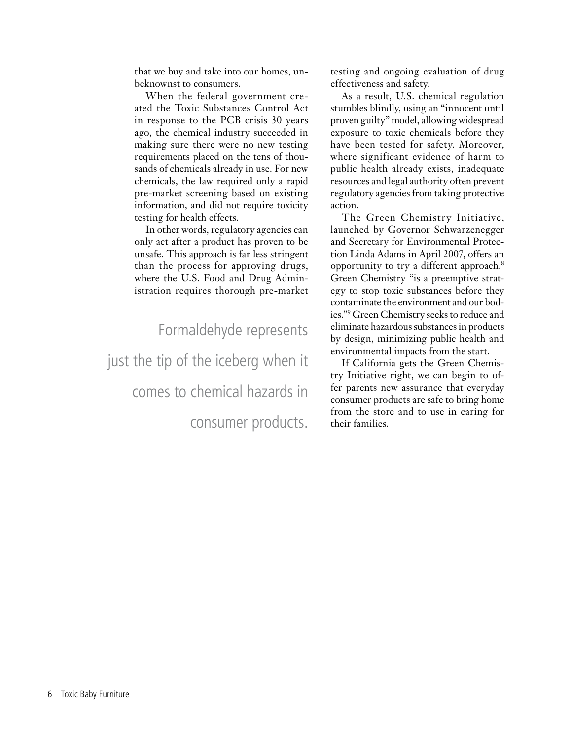that we buy and take into our homes, unbeknownst to consumers.

When the federal government created the Toxic Substances Control Act in response to the PCB crisis 30 years ago, the chemical industry succeeded in making sure there were no new testing requirements placed on the tens of thousands of chemicals already in use. For new chemicals, the law required only a rapid pre-market screening based on existing information, and did not require toxicity testing for health effects.

In other words, regulatory agencies can only act after a product has proven to be unsafe. This approach is far less stringent than the process for approving drugs, where the U.S. Food and Drug Administration requires thorough pre-market testing and ongoing evaluation of drug effectiveness and safety.

> Formaldehyde represents just the tip of the iceberg when it comes to chemical hazards in consumer products.

As a result, U.S. chemical regulation stumbles blindly, using an "innocent until proven guilty" model, allowing widespread exposure to toxic chemicals before they have been tested for safety. Moreover, where significant evidence of harm to public health already exists, inadequate resources and legal authority often prevent regulatory agencies from taking protective action.

The Green Chemistry Initiative, launched by Governor Schwarzenegger and Secretary for Environmental Protection Linda Adams in April 2007, offers an opportunity to try a different approach.[8] Green Chemistry "is a preemptive strategy to stop toxic substances before they contaminate the environment and our bodies."[9] Green Chemistry seeks to reduce and eliminate hazardous substances in products by design, minimizing public health and environmental impacts from the start.

If California gets the Green Chemistry Initiative right, we can begin to offer parents new assurance that everyday consumer products are safe to bring home from the store and to use in caring for their families.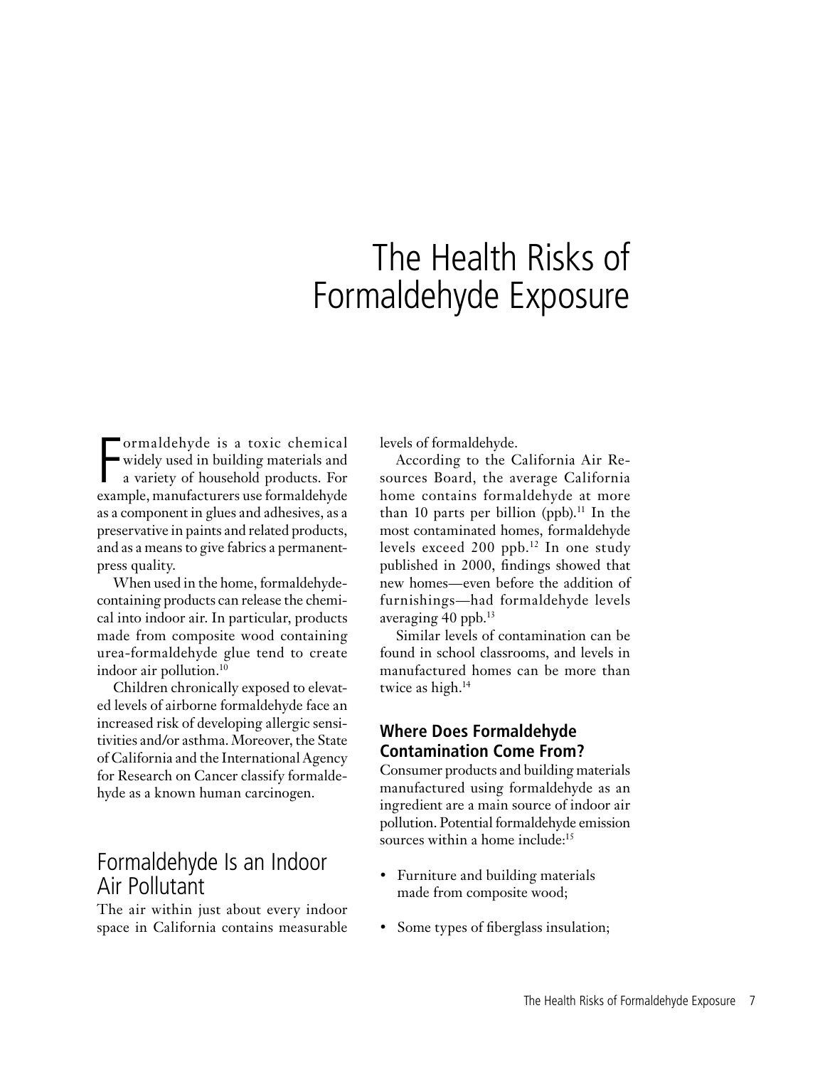# The Health Risks of Formaldehyde Exposure

Formaldehyde is a toxic chemical widely used in building materials and a variety of household products. For example, manufacturers use formaldehyde as a component in glues and adhesives, as a preservative in paints and related products, and as a means to give fabrics a permanent-press quality.

When used in the home, formaldehyde-containing products can release the chemical into indoor air. In particular, products made from composite wood containing urea-formaldehyde glue tend to create indoor air pollution.[10]

Children chronically exposed to elevated levels of airborne formaldehyde face an increased risk of developing allergic sensitivities and/or asthma. Moreover, the State of California and the International Agency for Research on Cancer classify formaldehyde as a known human carcinogen.

## Formaldehyde Is an Indoor Air Pollutant

The air within just about every indoor space in California contains measurable levels of formaldehyde.

According to the California Air Resources Board, the average California home contains formaldehyde at more than 10 parts per billion (ppb).[11] In the most contaminated homes, formaldehyde levels exceed 200 ppb.[12] In one study published in 2000, findings showed that new homes—even before the addition of furnishings—had formaldehyde levels averaging 40 ppb.[13]

Similar levels of contamination can be found in school classrooms, and levels in manufactured homes can be more than twice as high.[14]

### Where Does Formaldehyde Contamination Come From?

Consumer products and building materials manufactured using formaldehyde as an ingredient are a main source of indoor air pollution. Potential formaldehyde emission sources within a home include:[15]

- Furniture and building materials made from composite wood;
- Some types of fiberglass insulation;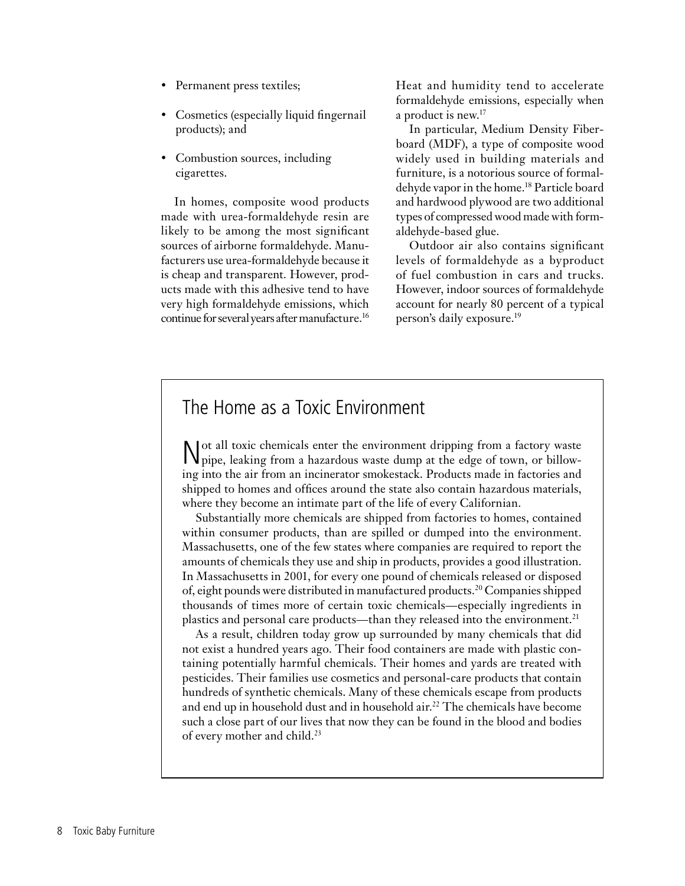- Permanent press textiles;
- Cosmetics (especially liquid fingernail products); and
- Combustion sources, including cigarettes.

In homes, composite wood products made with urea-formaldehyde resin are likely to be among the most significant sources of airborne formaldehyde. Manufacturers use urea-formaldehyde because it is cheap and transparent. However, products made with this adhesive tend to have very high formaldehyde emissions, which continue for several years after manufacture.[16] Heat and humidity tend to accelerate formaldehyde emissions, especially when a product is new.[17]

In particular, Medium Density Fiberboard (MDF), a type of composite wood widely used in building materials and furniture, is a notorious source of formaldehyde vapor in the home.[18] Particle board and hardwood plywood are two additional types of compressed wood made with formaldehyde-based glue.

Outdoor air also contains significant levels of formaldehyde as a byproduct of fuel combustion in cars and trucks. However, indoor sources of formaldehyde account for nearly 80 percent of a typical person's daily exposure.[19]

## The Home as a Toxic Environment

Not all toxic chemicals enter the environment dripping from a factory waste pipe, leaking from a hazardous waste dump at the edge of town, or billowing into the air from an incinerator smokestack. Products made in factories and shipped to homes and offices around the state also contain hazardous materials, where they become an intimate part of the life of every Californian.

Substantially more chemicals are shipped from factories to homes, contained within consumer products, than are spilled or dumped into the environment. Massachusetts, one of the few states where companies are required to report the amounts of chemicals they use and ship in products, provides a good illustration. In Massachusetts in 2001, for every one pound of chemicals released or disposed of, eight pounds were distributed in manufactured products.[20] Companies shipped thousands of times more of certain toxic chemicals—especially ingredients in plastics and personal care products—than they released into the environment.[21]

As a result, children today grow up surrounded by many chemicals that did not exist a hundred years ago. Their food containers are made with plastic containing potentially harmful chemicals. Their homes and yards are treated with pesticides. Their families use cosmetics and personal-care products that contain hundreds of synthetic chemicals. Many of these chemicals escape from products and end up in household dust and in household air.[22] The chemicals have become such a close part of our lives that now they can be found in the blood and bodies of every mother and child.[23]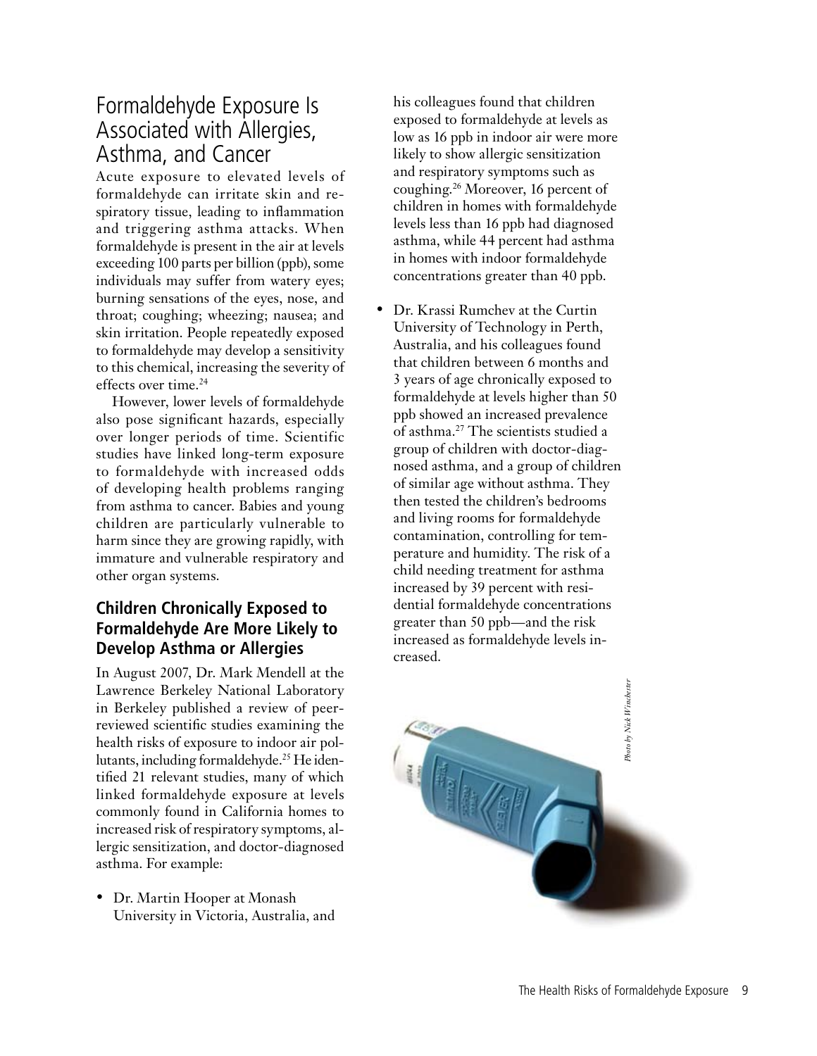## Formaldehyde Exposure Is Associated with Allergies, Asthma, and Cancer

Acute exposure to elevated levels of formaldehyde can irritate skin and respiratory tissue, leading to inflammation and triggering asthma attacks. When formaldehyde is present in the air at levels exceeding 100 parts per billion (ppb), some individuals may suffer from watery eyes; burning sensations of the eyes, nose, and throat; coughing; wheezing; nausea; and skin irritation. People repeatedly exposed to formaldehyde may develop a sensitivity to this chemical, increasing the severity of effects over time.[24]

However, lower levels of formaldehyde also pose significant hazards, especially over longer periods of time. Scientific studies have linked long-term exposure to formaldehyde with increased odds of developing health problems ranging from asthma to cancer. Babies and young children are particularly vulnerable to harm since they are growing rapidly, with immature and vulnerable respiratory and other organ systems.

### Children Chronically Exposed to Formaldehyde Are More Likely to Develop Asthma or Allergies

In August 2007, Dr. Mark Mendell at the Lawrence Berkeley National Laboratory in Berkeley published a review of peer-reviewed scientific studies examining the health risks of exposure to indoor air pollutants, including formaldehyde.[25] He identified 21 relevant studies, many of which linked formaldehyde exposure at levels commonly found in California homes to increased risk of respiratory symptoms, allergic sensitization, and doctor-diagnosed asthma. For example:

- Dr. Martin Hooper at Monash University in Victoria, Australia, and his colleagues found that children exposed to formaldehyde at levels as low as 16 ppb in indoor air were more likely to show allergic sensitization and respiratory symptoms such as coughing.[26] Moreover, 16 percent of children in homes with formaldehyde levels less than 16 ppb had diagnosed asthma, while 44 percent had asthma in homes with indoor formaldehyde concentrations greater than 40 ppb.
- Dr. Krassi Rumchev at the Curtin University of Technology in Perth, Australia, and his colleagues found that children between 6 months and 3 years of age chronically exposed to formaldehyde at levels higher than 50 ppb showed an increased prevalence of asthma.[27] The scientists studied a group of children with doctor-diagnosed asthma, and a group of children of similar age without asthma. They then tested the children's bedrooms and living rooms for formaldehyde contamination, controlling for temperature and humidity. The risk of a child needing treatment for asthma increased by 39 percent with residential formaldehyde concentrations greater than 50 ppb—and the risk increased as formaldehyde levels increased.

*Photo by Nick Winchester*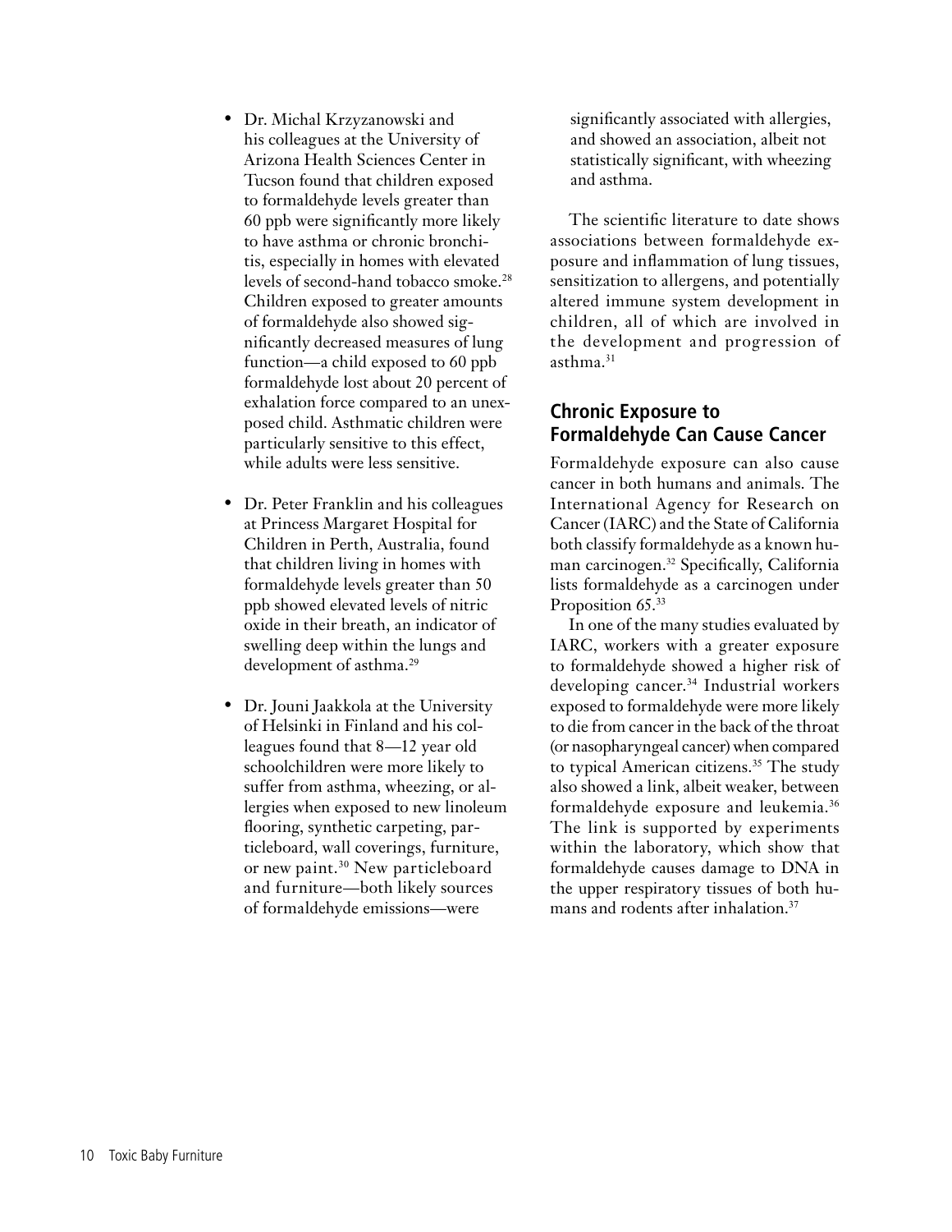- Dr. Michal Krzyzanowski and his colleagues at the University of Arizona Health Sciences Center in Tucson found that children exposed to formaldehyde levels greater than 60 ppb were significantly more likely to have asthma or chronic bronchitis, especially in homes with elevated levels of second-hand tobacco smoke.[28] Children exposed to greater amounts of formaldehyde also showed significantly decreased measures of lung function—a child exposed to 60 ppb formaldehyde lost about 20 percent of exhalation force compared to an unexposed child. Asthmatic children were particularly sensitive to this effect, while adults were less sensitive.

- Dr. Peter Franklin and his colleagues at Princess Margaret Hospital for Children in Perth, Australia, found that children living in homes with formaldehyde levels greater than 50 ppb showed elevated levels of nitric oxide in their breath, an indicator of swelling deep within the lungs and development of asthma.[29]

- Dr. Jouni Jaakkola at the University of Helsinki in Finland and his colleagues found that 8—12 year old schoolchildren were more likely to suffer from asthma, wheezing, or allergies when exposed to new linoleum flooring, synthetic carpeting, particleboard, wall coverings, furniture, or new paint.[30] New particleboard and furniture—both likely sources of formaldehyde emissions—were significantly associated with allergies, and showed an association, albeit not statistically significant, with wheezing and asthma.

The scientific literature to date shows associations between formaldehyde exposure and inflammation of lung tissues, sensitization to allergens, and potentially altered immune system development in children, all of which are involved in the development and progression of asthma.[31]

## Chronic Exposure to Formaldehyde Can Cause Cancer

Formaldehyde exposure can also cause cancer in both humans and animals. The International Agency for Research on Cancer (IARC) and the State of California both classify formaldehyde as a known human carcinogen.[32] Specifically, California lists formaldehyde as a carcinogen under Proposition 65.[33]

In one of the many studies evaluated by IARC, workers with a greater exposure to formaldehyde showed a higher risk of developing cancer.[34] Industrial workers exposed to formaldehyde were more likely to die from cancer in the back of the throat (or nasopharyngeal cancer) when compared to typical American citizens.[35] The study also showed a link, albeit weaker, between formaldehyde exposure and leukemia.[36] The link is supported by experiments within the laboratory, which show that formaldehyde causes damage to DNA in the upper respiratory tissues of both humans and rodents after inhalation.[37]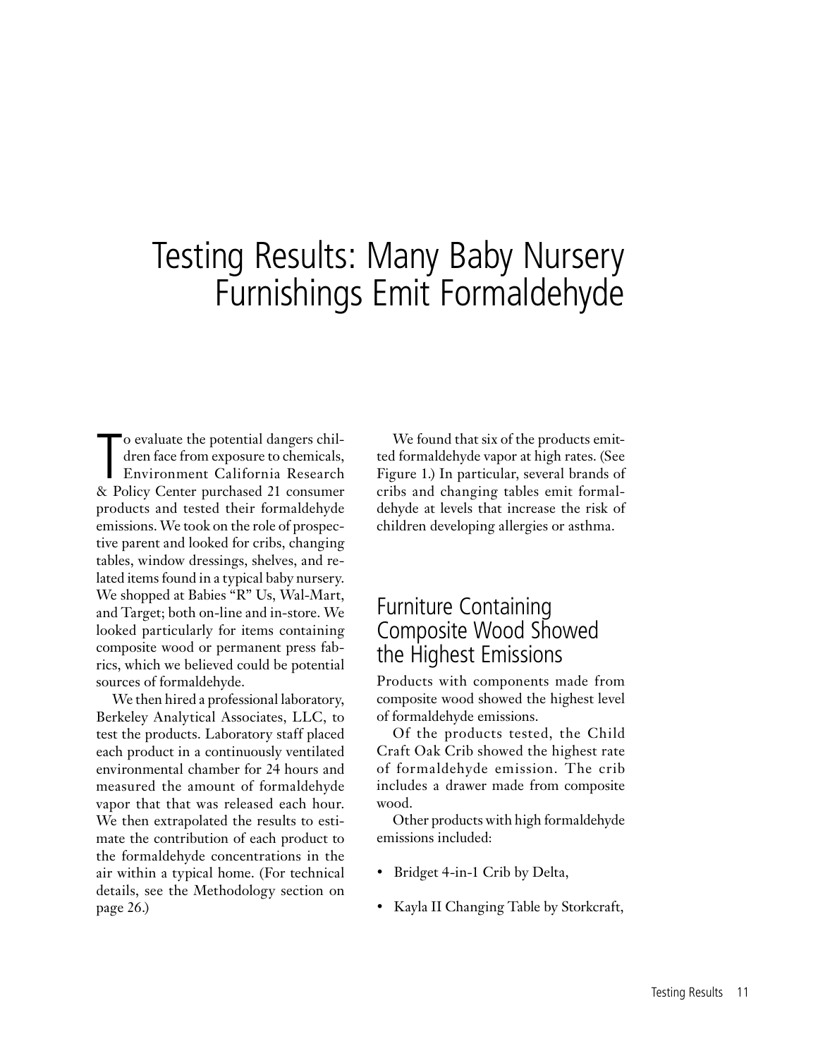# Testing Results: Many Baby Nursery Furnishings Emit Formaldehyde

To evaluate the potential dangers children face from exposure to chemicals, Environment California Research & Policy Center purchased 21 consumer products and tested their formaldehyde emissions. We took on the role of prospective parent and looked for cribs, changing tables, window dressings, shelves, and related items found in a typical baby nursery. We shopped at Babies "R" Us, Wal-Mart, and Target; both on-line and in-store. We looked particularly for items containing composite wood or permanent press fabrics, which we believed could be potential sources of formaldehyde.

We then hired a professional laboratory, Berkeley Analytical Associates, LLC, to test the products. Laboratory staff placed each product in a continuously ventilated environmental chamber for 24 hours and measured the amount of formaldehyde vapor that that was released each hour. We then extrapolated the results to estimate the contribution of each product to the formaldehyde concentrations in the air within a typical home. (For technical details, see the Methodology section on page 26.)

We found that six of the products emitted formaldehyde vapor at high rates. (See Figure 1.) In particular, several brands of cribs and changing tables emit formaldehyde at levels that increase the risk of children developing allergies or asthma.

## Furniture Containing Composite Wood Showed the Highest Emissions

Products with components made from composite wood showed the highest level of formaldehyde emissions.

Of the products tested, the Child Craft Oak Crib showed the highest rate of formaldehyde emission. The crib includes a drawer made from composite wood.

Other products with high formaldehyde emissions included:

- Bridget 4-in-1 Crib by Delta,
- Kayla II Changing Table by Storkcraft,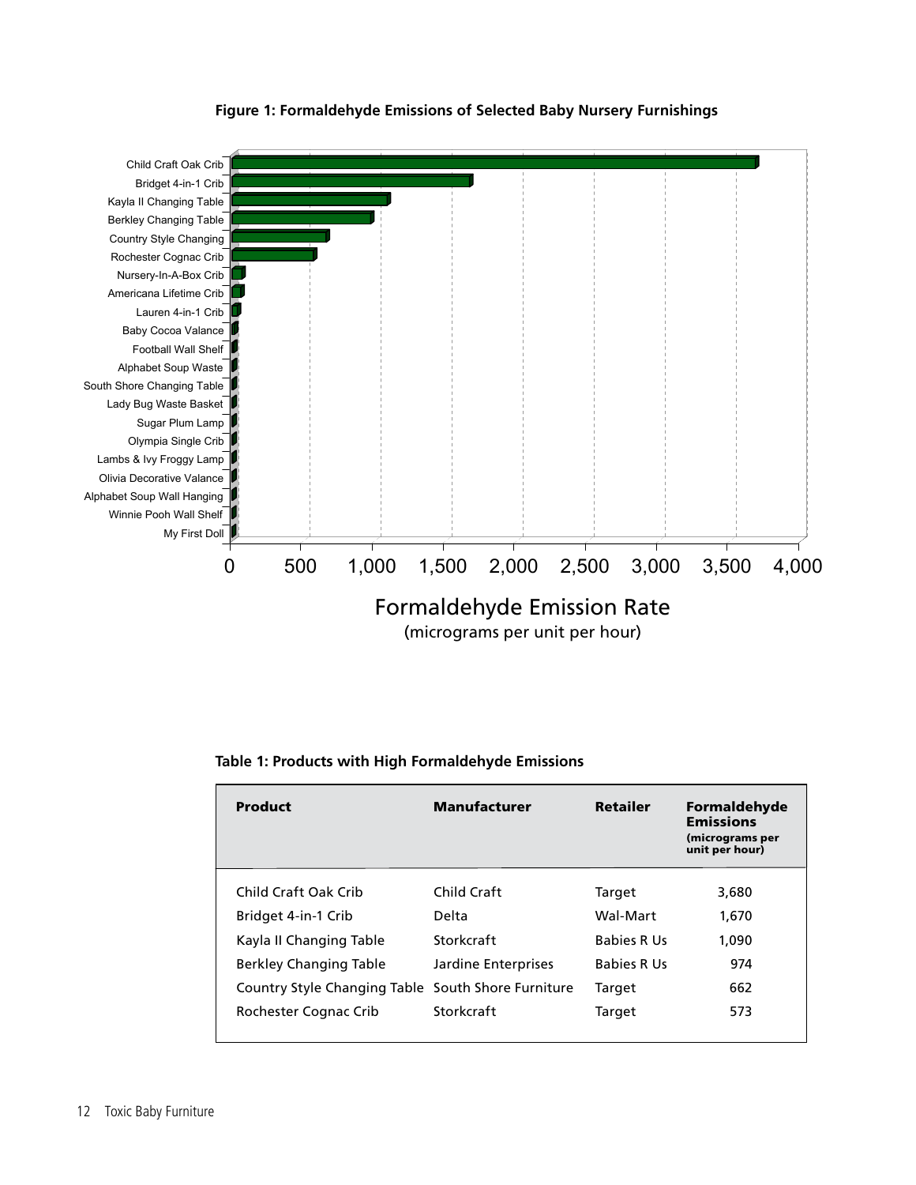**Figure 1: Formaldehyde Emissions of Selected Baby Nursery Furnishings**

**Table 1: Products with High Formaldehyde Emissions**

| Product | Manufacturer | Retailer | Formaldehyde Emissions (micrograms per unit per hour) |
|---|---|---|---|
| Child Craft Oak Crib | Child Craft | Target | 3,680 |
| Bridget 4-in-1 Crib | Delta | Wal-Mart | 1,670 |
| Kayla II Changing Table | Storkcraft | Babies R Us | 1,090 |
| Berkley Changing Table | Jardine Enterprises | Babies R Us | 974 |
| Country Style Changing Table | South Shore Furniture | Target | 662 |
| Rochester Cognac Crib | Storkcraft | Target | 573 |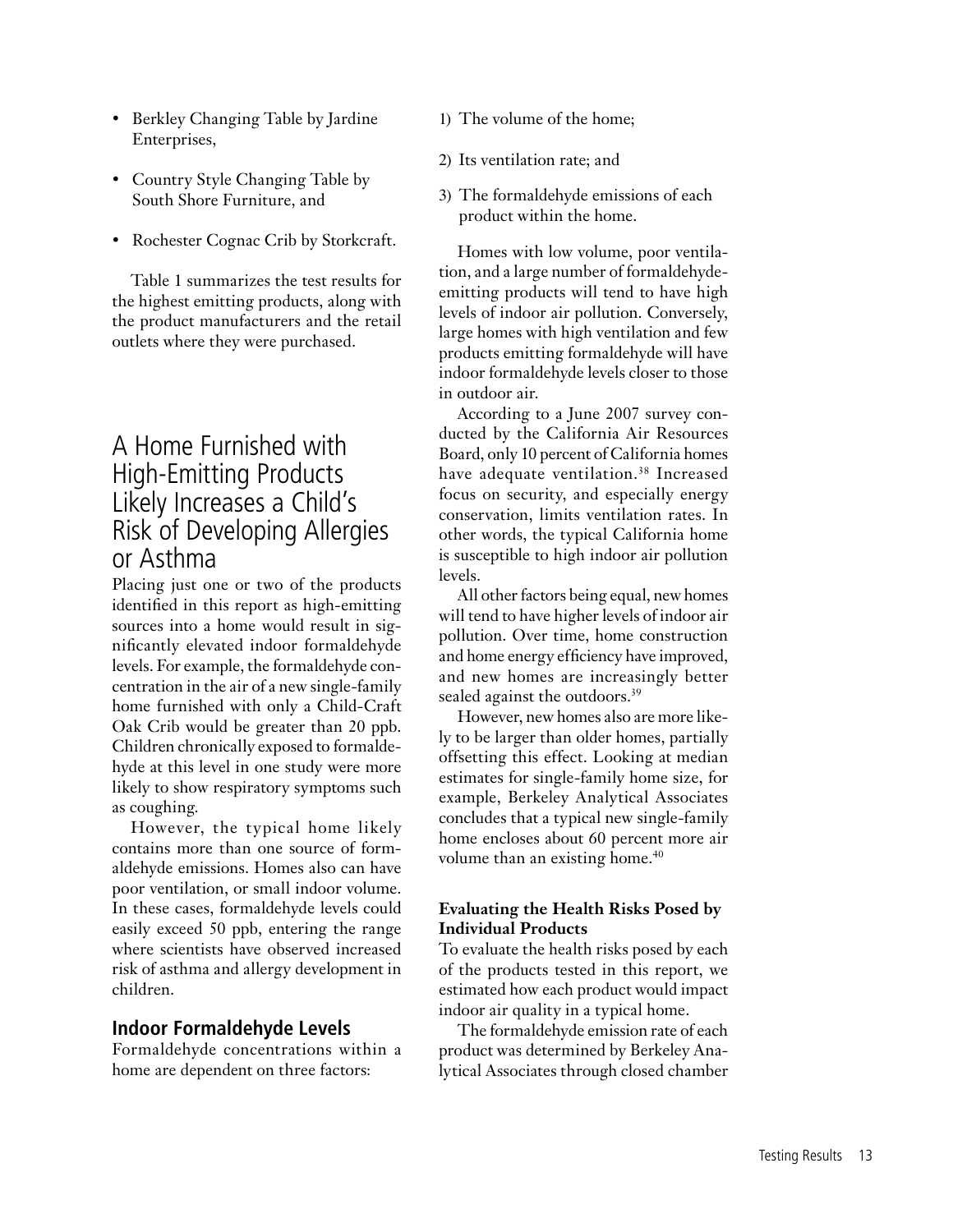- Berkley Changing Table by Jardine Enterprises,
- Country Style Changing Table by South Shore Furniture, and
- Rochester Cognac Crib by Storkcraft.

Table 1 summarizes the test results for the highest emitting products, along with the product manufacturers and the retail outlets where they were purchased.

## A Home Furnished with High-Emitting Products Likely Increases a Child's Risk of Developing Allergies or Asthma

Placing just one or two of the products identified in this report as high-emitting sources into a home would result in significantly elevated indoor formaldehyde levels. For example, the formaldehyde concentration in the air of a new single-family home furnished with only a Child-Craft Oak Crib would be greater than 20 ppb. Children chronically exposed to formaldehyde at this level in one study were more likely to show respiratory symptoms such as coughing.

However, the typical home likely contains more than one source of formaldehyde emissions. Homes also can have poor ventilation, or small indoor volume. In these cases, formaldehyde levels could easily exceed 50 ppb, entering the range where scientists have observed increased risk of asthma and allergy development in children.

### Indoor Formaldehyde Levels

Formaldehyde concentrations within a home are dependent on three factors:

1) The volume of the home;
2) Its ventilation rate; and
3) The formaldehyde emissions of each product within the home.

Homes with low volume, poor ventilation, and a large number of formaldehyde-emitting products will tend to have high levels of indoor air pollution. Conversely, large homes with high ventilation and few products emitting formaldehyde will have indoor formaldehyde levels closer to those in outdoor air.

According to a June 2007 survey conducted by the California Air Resources Board, only 10 percent of California homes have adequate ventilation.[38] Increased focus on security, and especially energy conservation, limits ventilation rates. In other words, the typical California home is susceptible to high indoor air pollution levels.

All other factors being equal, new homes will tend to have higher levels of indoor air pollution. Over time, home construction and home energy efficiency have improved, and new homes are increasingly better sealed against the outdoors.[39]

However, new homes also are more likely to be larger than older homes, partially offsetting this effect. Looking at median estimates for single-family home size, for example, Berkeley Analytical Associates concludes that a typical new single-family home encloses about 60 percent more air volume than an existing home.[40]

**Evaluating the Health Risks Posed by Individual Products**

To evaluate the health risks posed by each of the products tested in this report, we estimated how each product would impact indoor air quality in a typical home.

The formaldehyde emission rate of each product was determined by Berkeley Analytical Associates through closed chamber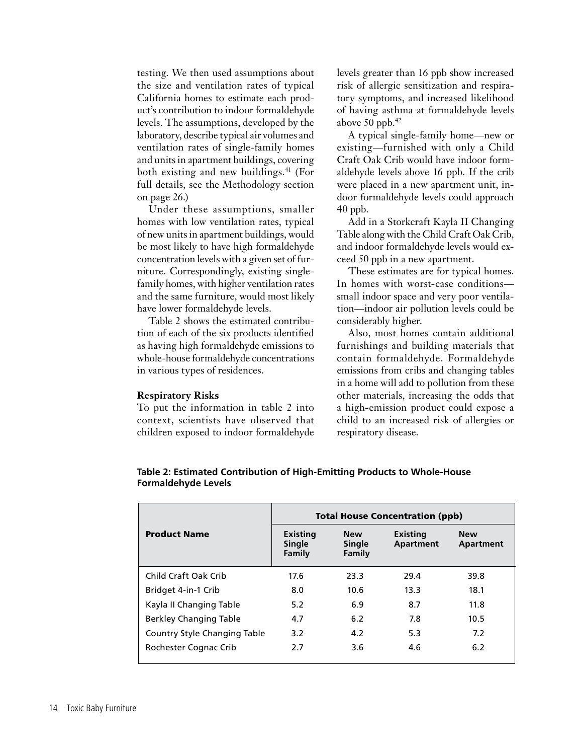testing. We then used assumptions about the size and ventilation rates of typical California homes to estimate each product's contribution to indoor formaldehyde levels. The assumptions, developed by the laboratory, describe typical air volumes and ventilation rates of single-family homes and units in apartment buildings, covering both existing and new buildings.[41] (For full details, see the Methodology section on page 26.)

Under these assumptions, smaller homes with low ventilation rates, typical of new units in apartment buildings, would be most likely to have high formaldehyde concentration levels with a given set of furniture. Correspondingly, existing single-family homes, with higher ventilation rates and the same furniture, would most likely have lower formaldehyde levels.

Table 2 shows the estimated contribution of each of the six products identified as having high formaldehyde emissions to whole-house formaldehyde concentrations in various types of residences.

**Respiratory Risks**

To put the information in table 2 into context, scientists have observed that children exposed to indoor formaldehyde levels greater than 16 ppb show increased risk of allergic sensitization and respiratory symptoms, and increased likelihood of having asthma at formaldehyde levels above 50 ppb.[42]

A typical single-family home—new or existing—furnished with only a Child Craft Oak Crib would have indoor formaldehyde levels above 16 ppb. If the crib were placed in a new apartment unit, indoor formaldehyde levels could approach 40 ppb.

Add in a Storkcraft Kayla II Changing Table along with the Child Craft Oak Crib, and indoor formaldehyde levels would exceed 50 ppb in a new apartment.

These estimates are for typical homes. In homes with worst-case conditions—small indoor space and very poor ventilation—indoor air pollution levels could be considerably higher.

Also, most homes contain additional furnishings and building materials that contain formaldehyde. Formaldehyde emissions from cribs and changing tables in a home will add to pollution from these other materials, increasing the odds that a high-emission product could expose a child to an increased risk of allergies or respiratory disease.

**Table 2: Estimated Contribution of High-Emitting Products to Whole-House Formaldehyde Levels**

| Product Name | Total House Concentration (ppb) | | | |
|---|---|---|---|---|
| | Existing Single Family | New Single Family | Existing Apartment | New Apartment |
| Child Craft Oak Crib | 17.6 | 23.3 | 29.4 | 39.8 |
| Bridget 4-in-1 Crib | 8.0 | 10.6 | 13.3 | 18.1 |
| Kayla II Changing Table | 5.2 | 6.9 | 8.7 | 11.8 |
| Berkley Changing Table | 4.7 | 6.2 | 7.8 | 10.5 |
| Country Style Changing Table | 3.2 | 4.2 | 5.3 | 7.2 |
| Rochester Cognac Crib | 2.7 | 3.6 | 4.6 | 6.2 |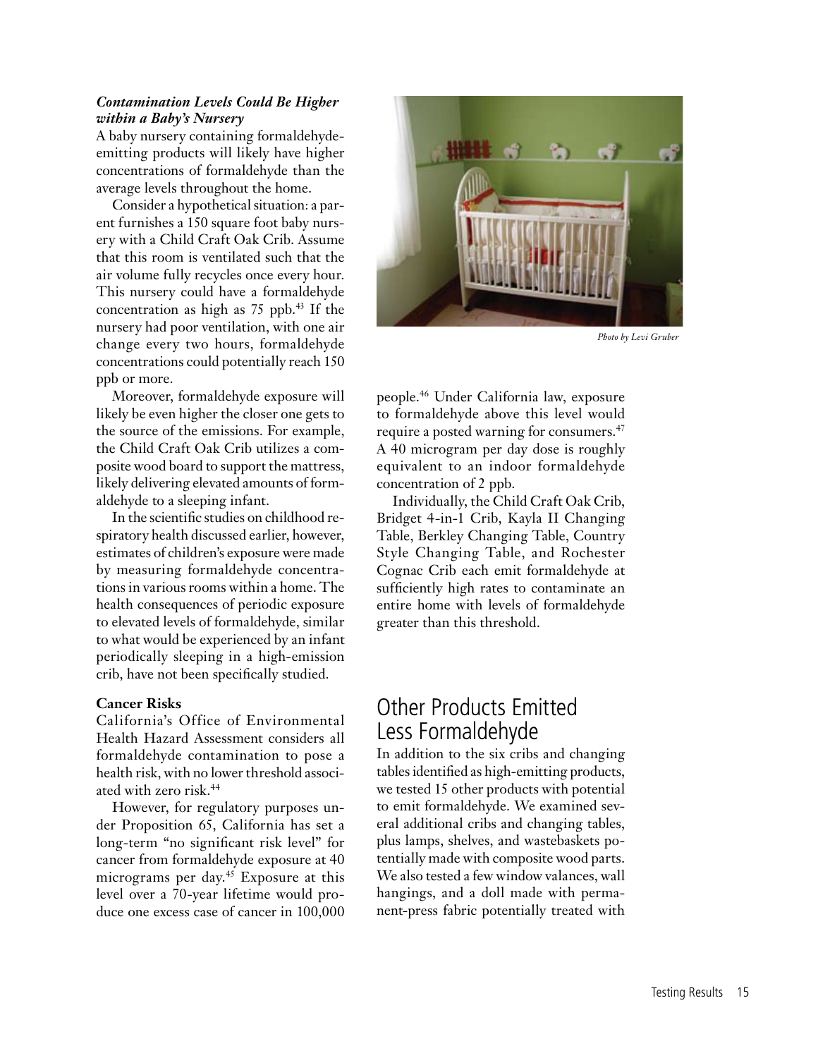### *Contamination Levels Could Be Higher within a Baby's Nursery*

A baby nursery containing formaldehyde-emitting products will likely have higher concentrations of formaldehyde than the average levels throughout the home.

Consider a hypothetical situation: a parent furnishes a 150 square foot baby nursery with a Child Craft Oak Crib. Assume that this room is ventilated such that the air volume fully recycles once every hour. This nursery could have a formaldehyde concentration as high as 75 ppb.[43] If the nursery had poor ventilation, with one air change every two hours, formaldehyde concentrations could potentially reach 150 ppb or more.

Moreover, formaldehyde exposure will likely be even higher the closer one gets to the source of the emissions. For example, the Child Craft Oak Crib utilizes a composite wood board to support the mattress, likely delivering elevated amounts of formaldehyde to a sleeping infant.

In the scientific studies on childhood respiratory health discussed earlier, however, estimates of children's exposure were made by measuring formaldehyde concentrations in various rooms within a home. The health consequences of periodic exposure to elevated levels of formaldehyde, similar to what would be experienced by an infant periodically sleeping in a high-emission crib, have not been specifically studied.

**Cancer Risks**

California's Office of Environmental Health Hazard Assessment considers all formaldehyde contamination to pose a health risk, with no lower threshold associated with zero risk.[44]

However, for regulatory purposes under Proposition 65, California has set a long-term "no significant risk level" for cancer from formaldehyde exposure at 40 micrograms per day.[45] Exposure at this level over a 70-year lifetime would produce one excess case of cancer in 100,000 people.[46] Under California law, exposure to formaldehyde above this level would require a posted warning for consumers.[47] A 40 microgram per day dose is roughly equivalent to an indoor formaldehyde concentration of 2 ppb.

Individually, the Child Craft Oak Crib, Bridget 4-in-1 Crib, Kayla II Changing Table, Berkley Changing Table, Country Style Changing Table, and Rochester Cognac Crib each emit formaldehyde at sufficiently high rates to contaminate an entire home with levels of formaldehyde greater than this threshold.

*Photo by Levi Gruber*

## Other Products Emitted Less Formaldehyde

In addition to the six cribs and changing tables identified as high-emitting products, we tested 15 other products with potential to emit formaldehyde. We examined several additional cribs and changing tables, plus lamps, shelves, and wastebaskets potentially made with composite wood parts. We also tested a few window valances, wall hangings, and a doll made with permanent-press fabric potentially treated with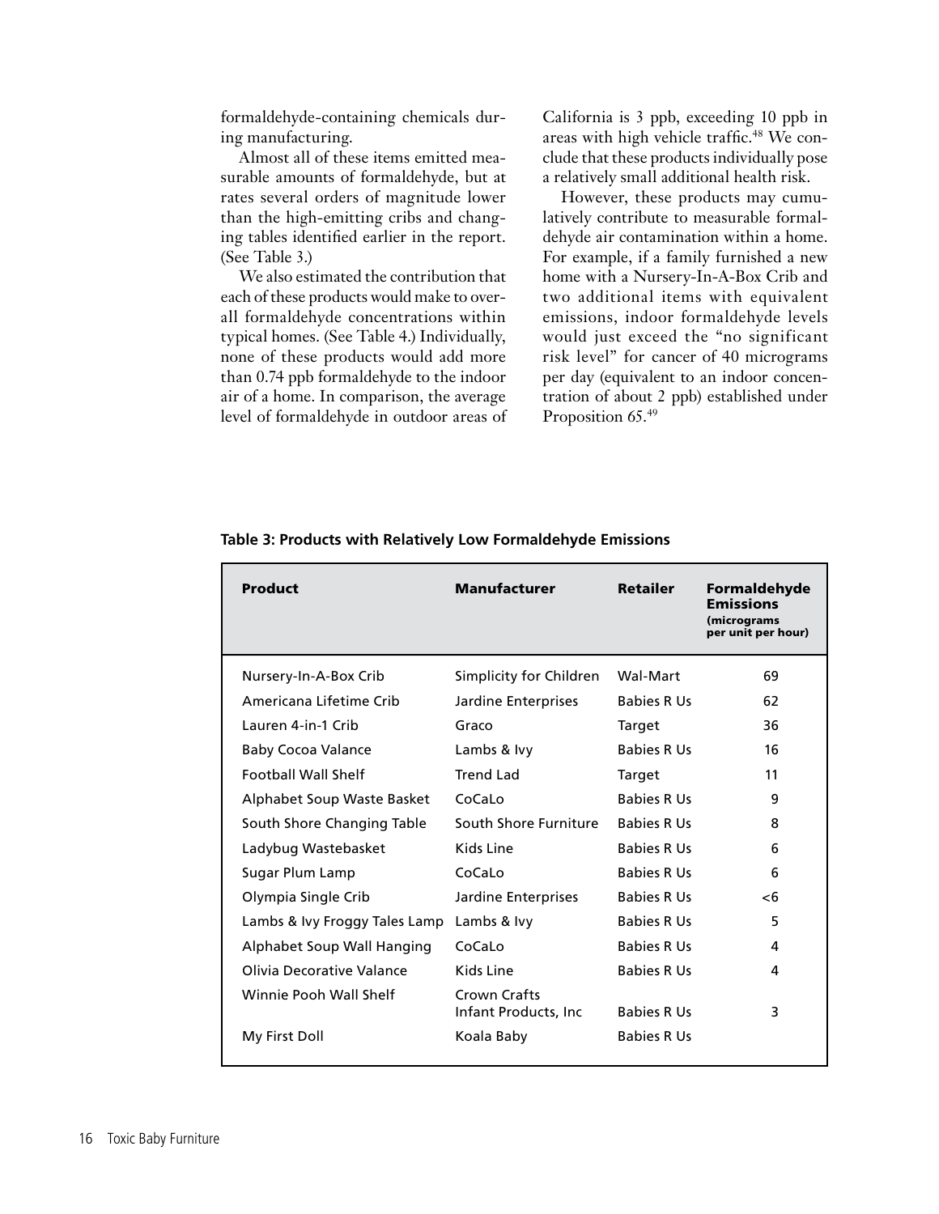formaldehyde-containing chemicals during manufacturing.

Almost all of these items emitted measurable amounts of formaldehyde, but at rates several orders of magnitude lower than the high-emitting cribs and changing tables identified earlier in the report. (See Table 3.)

We also estimated the contribution that each of these products would make to overall formaldehyde concentrations within typical homes. (See Table 4.) Individually, none of these products would add more than 0.74 ppb formaldehyde to the indoor air of a home. In comparison, the average level of formaldehyde in outdoor areas of California is 3 ppb, exceeding 10 ppb in areas with high vehicle traffic.[48] We conclude that these products individually pose a relatively small additional health risk.

However, these products may cumulatively contribute to measurable formaldehyde air contamination within a home. For example, if a family furnished a new home with a Nursery-In-A-Box Crib and two additional items with equivalent emissions, indoor formaldehyde levels would just exceed the "no significant risk level" for cancer of 40 micrograms per day (equivalent to an indoor concentration of about 2 ppb) established under Proposition 65.[49]

**Table 3: Products with Relatively Low Formaldehyde Emissions**

| Product | Manufacturer | Retailer | Formaldehyde Emissions (micrograms per unit per hour) |
|---|---|---|---|
| Nursery-In-A-Box Crib | Simplicity for Children | Wal-Mart | 69 |
| Americana Lifetime Crib | Jardine Enterprises | Babies R Us | 62 |
| Lauren 4-in-1 Crib | Graco | Target | 36 |
| Baby Cocoa Valance | Lambs & Ivy | Babies R Us | 16 |
| Football Wall Shelf | Trend Lad | Target | 11 |
| Alphabet Soup Waste Basket | CoCaLo | Babies R Us | 9 |
| South Shore Changing Table | South Shore Furniture | Babies R Us | 8 |
| Ladybug Wastebasket | Kids Line | Babies R Us | 6 |
| Sugar Plum Lamp | CoCaLo | Babies R Us | 6 |
| Olympia Single Crib | Jardine Enterprises | Babies R Us | <6 |
| Lambs & Ivy Froggy Tales Lamp | Lambs & Ivy | Babies R Us | 5 |
| Alphabet Soup Wall Hanging | CoCaLo | Babies R Us | 4 |
| Olivia Decorative Valance | Kids Line | Babies R Us | 4 |
| Winnie Pooh Wall Shelf | Crown Crafts Infant Products, Inc | Babies R Us | 3 |
| My First Doll | Koala Baby | Babies R Us | |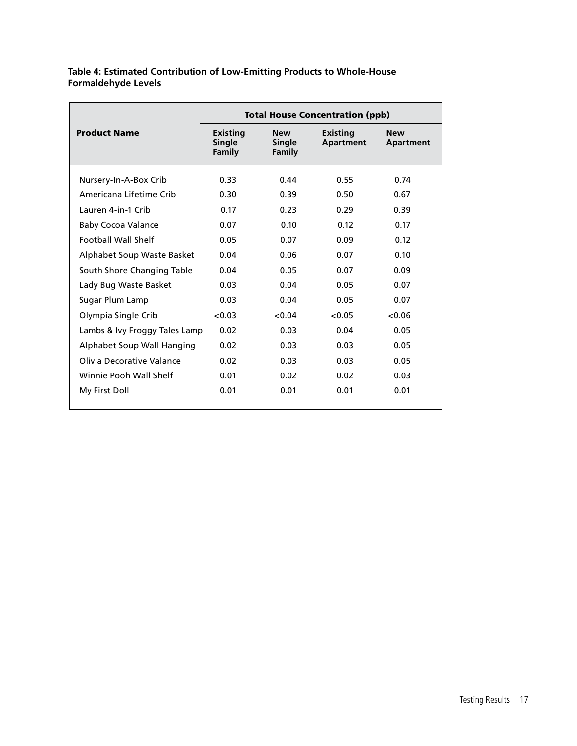**Table 4: Estimated Contribution of Low-Emitting Products to Whole-House Formaldehyde Levels**

| Product Name | Total House Concentration (ppb) | | | |
|---|---|---|---|---|
| | Existing Single Family | New Single Family | Existing Apartment | New Apartment |
| Nursery-In-A-Box Crib | 0.33 | 0.44 | 0.55 | 0.74 |
| Americana Lifetime Crib | 0.30 | 0.39 | 0.50 | 0.67 |
| Lauren 4-in-1 Crib | 0.17 | 0.23 | 0.29 | 0.39 |
| Baby Cocoa Valance | 0.07 | 0.10 | 0.12 | 0.17 |
| Football Wall Shelf | 0.05 | 0.07 | 0.09 | 0.12 |
| Alphabet Soup Waste Basket | 0.04 | 0.06 | 0.07 | 0.10 |
| South Shore Changing Table | 0.04 | 0.05 | 0.07 | 0.09 |
| Lady Bug Waste Basket | 0.03 | 0.04 | 0.05 | 0.07 |
| Sugar Plum Lamp | 0.03 | 0.04 | 0.05 | 0.07 |
| Olympia Single Crib | <0.03 | <0.04 | <0.05 | <0.06 |
| Lambs & Ivy Froggy Tales Lamp | 0.02 | 0.03 | 0.04 | 0.05 |
| Alphabet Soup Wall Hanging | 0.02 | 0.03 | 0.03 | 0.05 |
| Olivia Decorative Valance | 0.02 | 0.03 | 0.03 | 0.05 |
| Winnie Pooh Wall Shelf | 0.01 | 0.02 | 0.02 | 0.03 |
| My First Doll | 0.01 | 0.01 | 0.01 | 0.01 |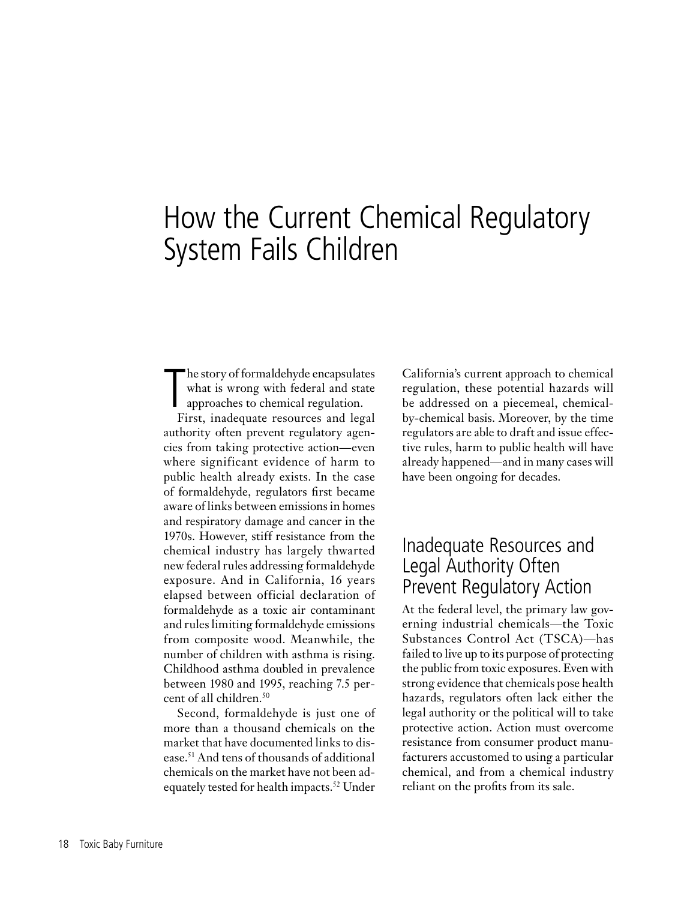# How the Current Chemical Regulatory System Fails Children

The story of formaldehyde encapsulates what is wrong with federal and state approaches to chemical regulation.

First, inadequate resources and legal authority often prevent regulatory agencies from taking protective action—even where significant evidence of harm to public health already exists. In the case of formaldehyde, regulators first became aware of links between emissions in homes and respiratory damage and cancer in the 1970s. However, stiff resistance from the chemical industry has largely thwarted new federal rules addressing formaldehyde exposure. And in California, 16 years elapsed between official declaration of formaldehyde as a toxic air contaminant and rules limiting formaldehyde emissions from composite wood. Meanwhile, the number of children with asthma is rising. Childhood asthma doubled in prevalence between 1980 and 1995, reaching 7.5 percent of all children.[50]

Second, formaldehyde is just one of more than a thousand chemicals on the market that have documented links to disease.[51] And tens of thousands of additional chemicals on the market have not been adequately tested for health impacts.[52] Under California's current approach to chemical regulation, these potential hazards will be addressed on a piecemeal, chemical-by-chemical basis. Moreover, by the time regulators are able to draft and issue effective rules, harm to public health will have already happened—and in many cases will have been ongoing for decades.

## Inadequate Resources and Legal Authority Often Prevent Regulatory Action

At the federal level, the primary law governing industrial chemicals—the Toxic Substances Control Act (TSCA)—has failed to live up to its purpose of protecting the public from toxic exposures. Even with strong evidence that chemicals pose health hazards, regulators often lack either the legal authority or the political will to take protective action. Action must overcome resistance from consumer product manufacturers accustomed to using a particular chemical, and from a chemical industry reliant on the profits from its sale.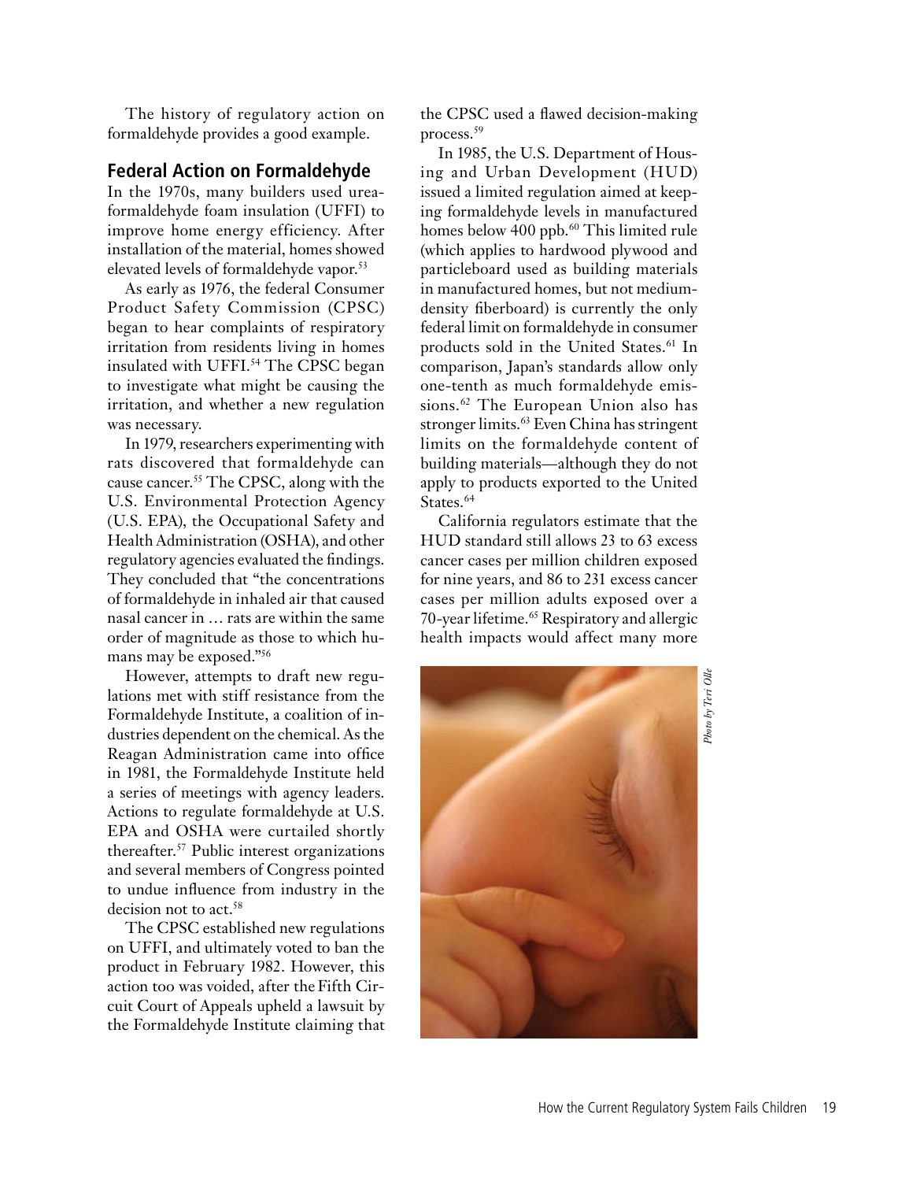The history of regulatory action on formaldehyde provides a good example.

## Federal Action on Formaldehyde

In the 1970s, many builders used urea-formaldehyde foam insulation (UFFI) to improve home energy efficiency. After installation of the material, homes showed elevated levels of formaldehyde vapor.[53]

As early as 1976, the federal Consumer Product Safety Commission (CPSC) began to hear complaints of respiratory irritation from residents living in homes insulated with UFFI.[54] The CPSC began to investigate what might be causing the irritation, and whether a new regulation was necessary.

In 1979, researchers experimenting with rats discovered that formaldehyde can cause cancer.[55] The CPSC, along with the U.S. Environmental Protection Agency (U.S. EPA), the Occupational Safety and Health Administration (OSHA), and other regulatory agencies evaluated the findings. They concluded that "the concentrations of formaldehyde in inhaled air that caused nasal cancer in … rats are within the same order of magnitude as those to which humans may be exposed."[56]

However, attempts to draft new regulations met with stiff resistance from the Formaldehyde Institute, a coalition of industries dependent on the chemical. As the Reagan Administration came into office in 1981, the Formaldehyde Institute held a series of meetings with agency leaders. Actions to regulate formaldehyde at U.S. EPA and OSHA were curtailed shortly thereafter.[57] Public interest organizations and several members of Congress pointed to undue influence from industry in the decision not to act.[58]

The CPSC established new regulations on UFFI, and ultimately voted to ban the product in February 1982. However, this action too was voided, after the Fifth Circuit Court of Appeals upheld a lawsuit by the Formaldehyde Institute claiming that the CPSC used a flawed decision-making process.[59]

In 1985, the U.S. Department of Housing and Urban Development (HUD) issued a limited regulation aimed at keeping formaldehyde levels in manufactured homes below 400 ppb.[60] This limited rule (which applies to hardwood plywood and particleboard used as building materials in manufactured homes, but not medium-density fiberboard) is currently the only federal limit on formaldehyde in consumer products sold in the United States.[61] In comparison, Japan's standards allow only one-tenth as much formaldehyde emissions.[62] The European Union also has stronger limits.[63] Even China has stringent limits on the formaldehyde content of building materials—although they do not apply to products exported to the United States.[64]

California regulators estimate that the HUD standard still allows 23 to 63 excess cancer cases per million children exposed for nine years, and 86 to 231 excess cancer cases per million adults exposed over a 70-year lifetime.[65] Respiratory and allergic health impacts would affect many more

*Photo by Teri Olle*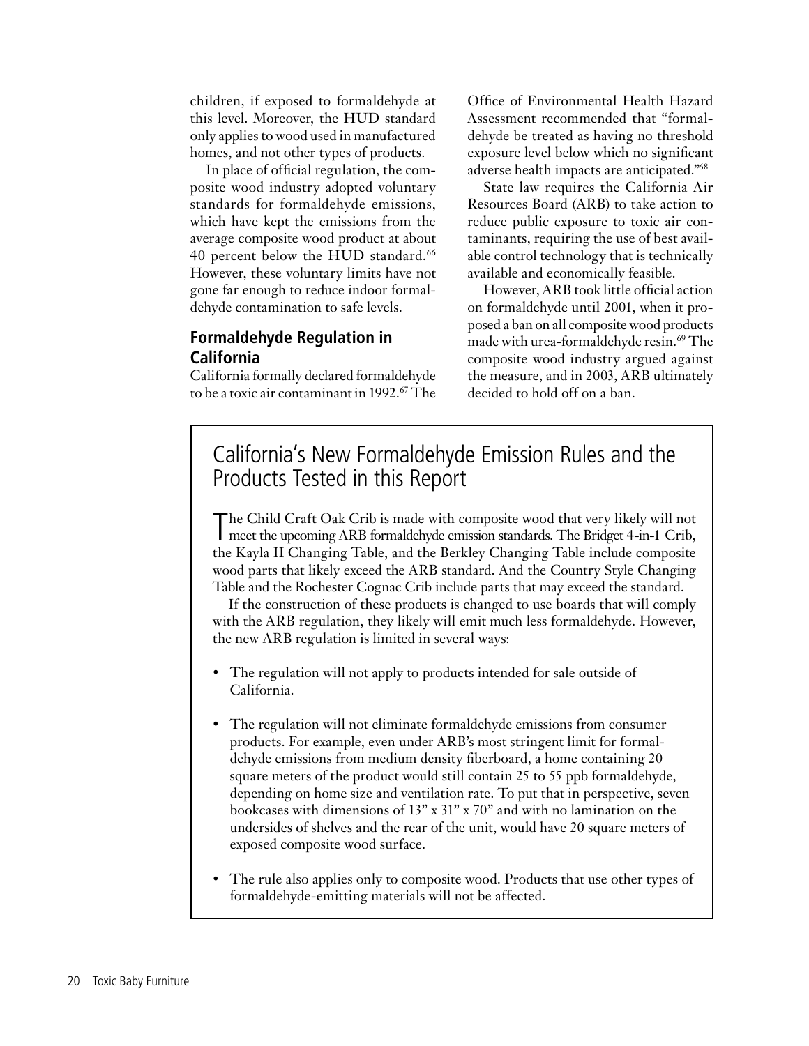children, if exposed to formaldehyde at this level. Moreover, the HUD standard only applies to wood used in manufactured homes, and not other types of products.

In place of official regulation, the composite wood industry adopted voluntary standards for formaldehyde emissions, which have kept the emissions from the average composite wood product at about 40 percent below the HUD standard.[66] However, these voluntary limits have not gone far enough to reduce indoor formaldehyde contamination to safe levels.

## Formaldehyde Regulation in California

California formally declared formaldehyde to be a toxic air contaminant in 1992.[67] The Office of Environmental Health Hazard Assessment recommended that "formaldehyde be treated as having no threshold exposure level below which no significant adverse health impacts are anticipated."[68]

State law requires the California Air Resources Board (ARB) to take action to reduce public exposure to toxic air contaminants, requiring the use of best available control technology that is technically available and economically feasible.

However, ARB took little official action on formaldehyde until 2001, when it proposed a ban on all composite wood products made with urea-formaldehyde resin.[69] The composite wood industry argued against the measure, and in 2003, ARB ultimately decided to hold off on a ban.

## California's New Formaldehyde Emission Rules and the Products Tested in this Report

The Child Craft Oak Crib is made with composite wood that very likely will not meet the upcoming ARB formaldehyde emission standards. The Bridget 4-in-1 Crib, the Kayla II Changing Table, and the Berkley Changing Table include composite wood parts that likely exceed the ARB standard. And the Country Style Changing Table and the Rochester Cognac Crib include parts that may exceed the standard.

If the construction of these products is changed to use boards that will comply with the ARB regulation, they likely will emit much less formaldehyde. However, the new ARB regulation is limited in several ways:

- The regulation will not apply to products intended for sale outside of California.
- The regulation will not eliminate formaldehyde emissions from consumer products. For example, even under ARB's most stringent limit for formaldehyde emissions from medium density fiberboard, a home containing 20 square meters of the product would still contain 25 to 55 ppb formaldehyde, depending on home size and ventilation rate. To put that in perspective, seven bookcases with dimensions of 13" x 31" x 70" and with no lamination on the undersides of shelves and the rear of the unit, would have 20 square meters of exposed composite wood surface.
- The rule also applies only to composite wood. Products that use other types of formaldehyde-emitting materials will not be affected.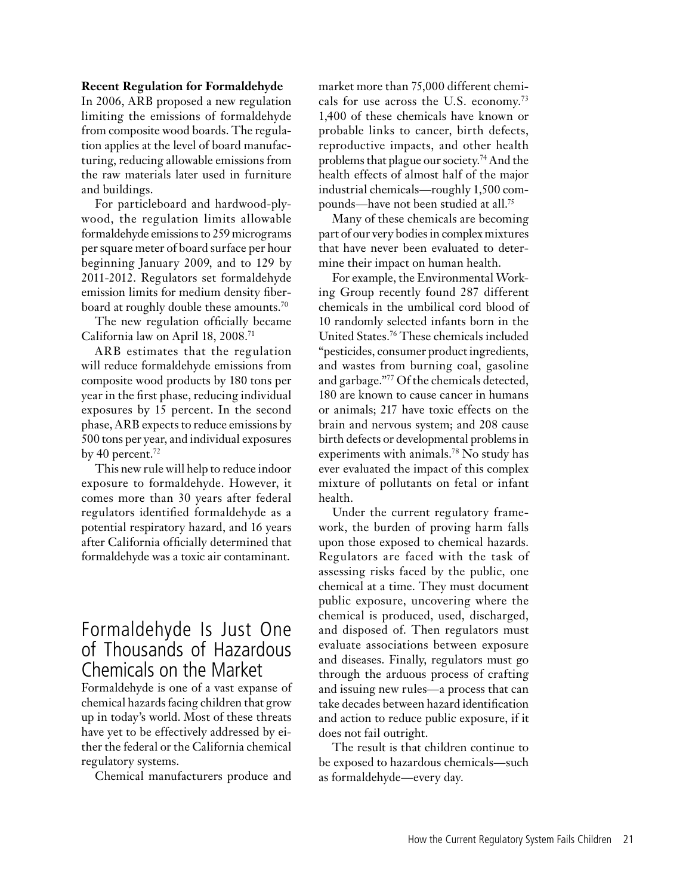**Recent Regulation for Formaldehyde**

In 2006, ARB proposed a new regulation limiting the emissions of formaldehyde from composite wood boards. The regulation applies at the level of board manufacturing, reducing allowable emissions from the raw materials later used in furniture and buildings.

For particleboard and hardwood-plywood, the regulation limits allowable formaldehyde emissions to 259 micrograms per square meter of board surface per hour beginning January 2009, and to 129 by 2011-2012. Regulators set formaldehyde emission limits for medium density fiberboard at roughly double these amounts.[70]

The new regulation officially became California law on April 18, 2008.[71]

ARB estimates that the regulation will reduce formaldehyde emissions from composite wood products by 180 tons per year in the first phase, reducing individual exposures by 15 percent. In the second phase, ARB expects to reduce emissions by 500 tons per year, and individual exposures by 40 percent.[72]

This new rule will help to reduce indoor exposure to formaldehyde. However, it comes more than 30 years after federal regulators identified formaldehyde as a potential respiratory hazard, and 16 years after California officially determined that formaldehyde was a toxic air contaminant.

## Formaldehyde Is Just One of Thousands of Hazardous Chemicals on the Market

Formaldehyde is one of a vast expanse of chemical hazards facing children that grow up in today's world. Most of these threats have yet to be effectively addressed by either the federal or the California chemical regulatory systems.

Chemical manufacturers produce and market more than 75,000 different chemicals for use across the U.S. economy.[73] 1,400 of these chemicals have known or probable links to cancer, birth defects, reproductive impacts, and other health problems that plague our society.[74] And the health effects of almost half of the major industrial chemicals—roughly 1,500 compounds—have not been studied at all.[75]

Many of these chemicals are becoming part of our very bodies in complex mixtures that have never been evaluated to determine their impact on human health.

For example, the Environmental Working Group recently found 287 different chemicals in the umbilical cord blood of 10 randomly selected infants born in the United States.[76] These chemicals included "pesticides, consumer product ingredients, and wastes from burning coal, gasoline and garbage."[77] Of the chemicals detected, 180 are known to cause cancer in humans or animals; 217 have toxic effects on the brain and nervous system; and 208 cause birth defects or developmental problems in experiments with animals.[78] No study has ever evaluated the impact of this complex mixture of pollutants on fetal or infant health.

Under the current regulatory framework, the burden of proving harm falls upon those exposed to chemical hazards. Regulators are faced with the task of assessing risks faced by the public, one chemical at a time. They must document public exposure, uncovering where the chemical is produced, used, discharged, and disposed of. Then regulators must evaluate associations between exposure and diseases. Finally, regulators must go through the arduous process of crafting and issuing new rules—a process that can take decades between hazard identification and action to reduce public exposure, if it does not fail outright.

The result is that children continue to be exposed to hazardous chemicals—such as formaldehyde—every day.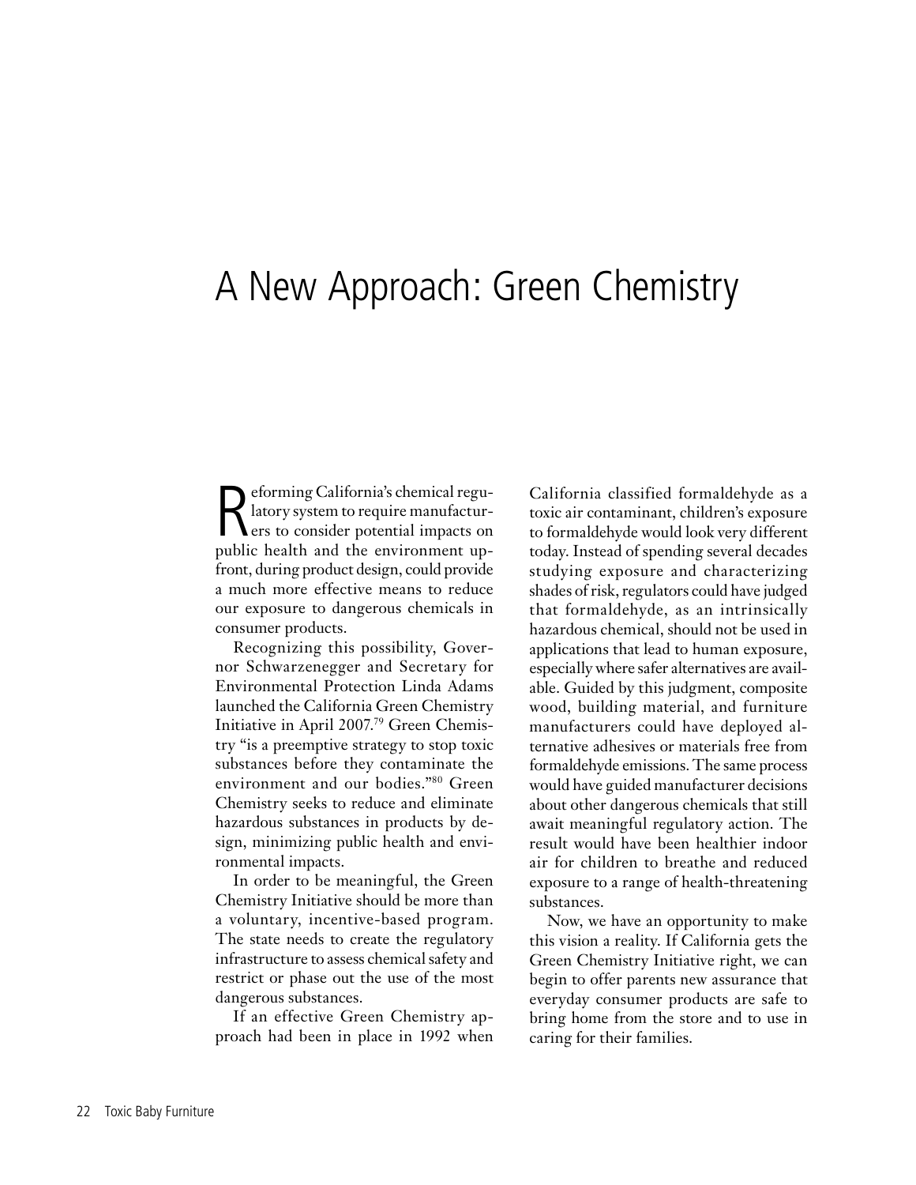# A New Approach: Green Chemistry

Reforming California's chemical regulatory system to require manufacturers to consider potential impacts on public health and the environment upfront, during product design, could provide a much more effective means to reduce our exposure to dangerous chemicals in consumer products.

Recognizing this possibility, Governor Schwarzenegger and Secretary for Environmental Protection Linda Adams launched the California Green Chemistry Initiative in April 2007.[79] Green Chemistry "is a preemptive strategy to stop toxic substances before they contaminate the environment and our bodies."[80] Green Chemistry seeks to reduce and eliminate hazardous substances in products by design, minimizing public health and environmental impacts.

In order to be meaningful, the Green Chemistry Initiative should be more than a voluntary, incentive-based program. The state needs to create the regulatory infrastructure to assess chemical safety and restrict or phase out the use of the most dangerous substances.

If an effective Green Chemistry approach had been in place in 1992 when California classified formaldehyde as a toxic air contaminant, children's exposure to formaldehyde would look very different today. Instead of spending several decades studying exposure and characterizing shades of risk, regulators could have judged that formaldehyde, as an intrinsically hazardous chemical, should not be used in applications that lead to human exposure, especially where safer alternatives are available. Guided by this judgment, composite wood, building material, and furniture manufacturers could have deployed alternative adhesives or materials free from formaldehyde emissions. The same process would have guided manufacturer decisions about other dangerous chemicals that still await meaningful regulatory action. The result would have been healthier indoor air for children to breathe and reduced exposure to a range of health-threatening substances.

Now, we have an opportunity to make this vision a reality. If California gets the Green Chemistry Initiative right, we can begin to offer parents new assurance that everyday consumer products are safe to bring home from the store and to use in caring for their families.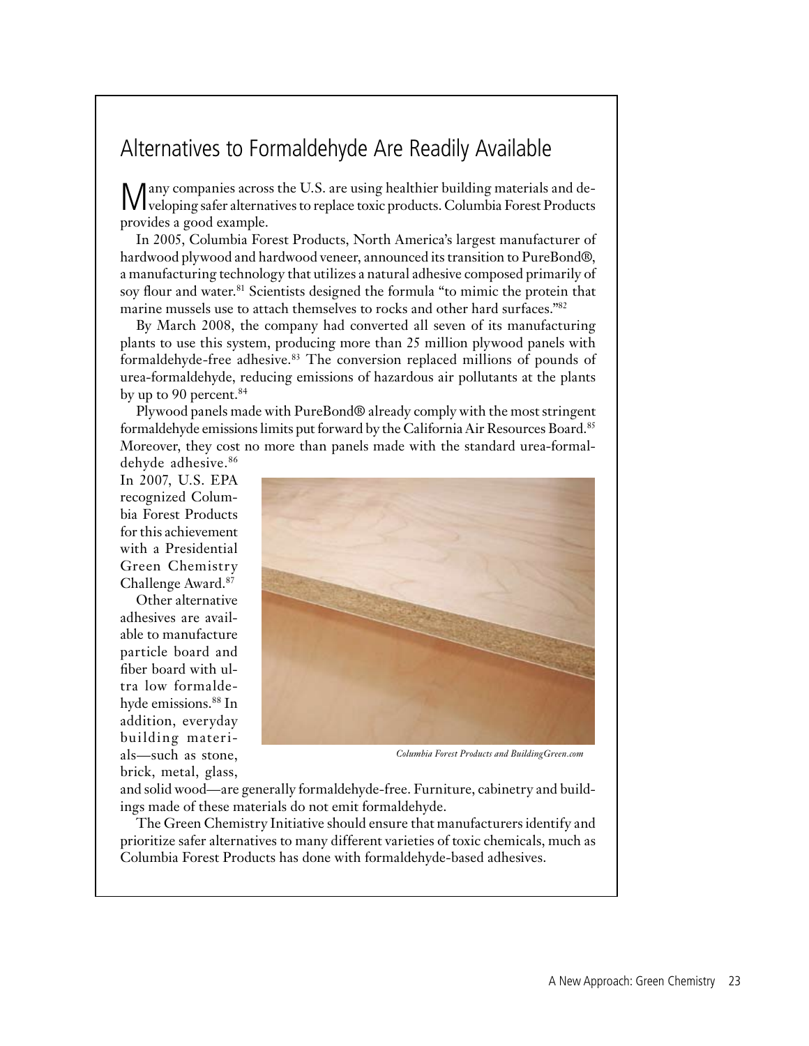## Alternatives to Formaldehyde Are Readily Available

Many companies across the U.S. are using healthier building materials and developing safer alternatives to replace toxic products. Columbia Forest Products provides a good example.

In 2005, Columbia Forest Products, North America's largest manufacturer of hardwood plywood and hardwood veneer, announced its transition to PureBond®, a manufacturing technology that utilizes a natural adhesive composed primarily of soy flour and water.[81] Scientists designed the formula "to mimic the protein that marine mussels use to attach themselves to rocks and other hard surfaces."[82]

By March 2008, the company had converted all seven of its manufacturing plants to use this system, producing more than 25 million plywood panels with formaldehyde-free adhesive.[83] The conversion replaced millions of pounds of urea-formaldehyde, reducing emissions of hazardous air pollutants at the plants by up to 90 percent.[84]

Plywood panels made with PureBond® already comply with the most stringent formaldehyde emissions limits put forward by the California Air Resources Board.[85] Moreover, they cost no more than panels made with the standard urea-formaldehyde adhesive.[86] In 2007, U.S. EPA recognized Columbia Forest Products for this achievement with a Presidential Green Chemistry Challenge Award.[87]

Other alternative adhesives are available to manufacture particle board and fiber board with ultra low formaldehyde emissions.[88] In addition, everyday building materials—such as stone, brick, metal, glass, and solid wood—are generally formaldehyde-free. Furniture, cabinetry and buildings made of these materials do not emit formaldehyde.

*Columbia Forest Products and BuildingGreen.com*

The Green Chemistry Initiative should ensure that manufacturers identify and prioritize safer alternatives to many different varieties of toxic chemicals, much as Columbia Forest Products has done with formaldehyde-based adhesives.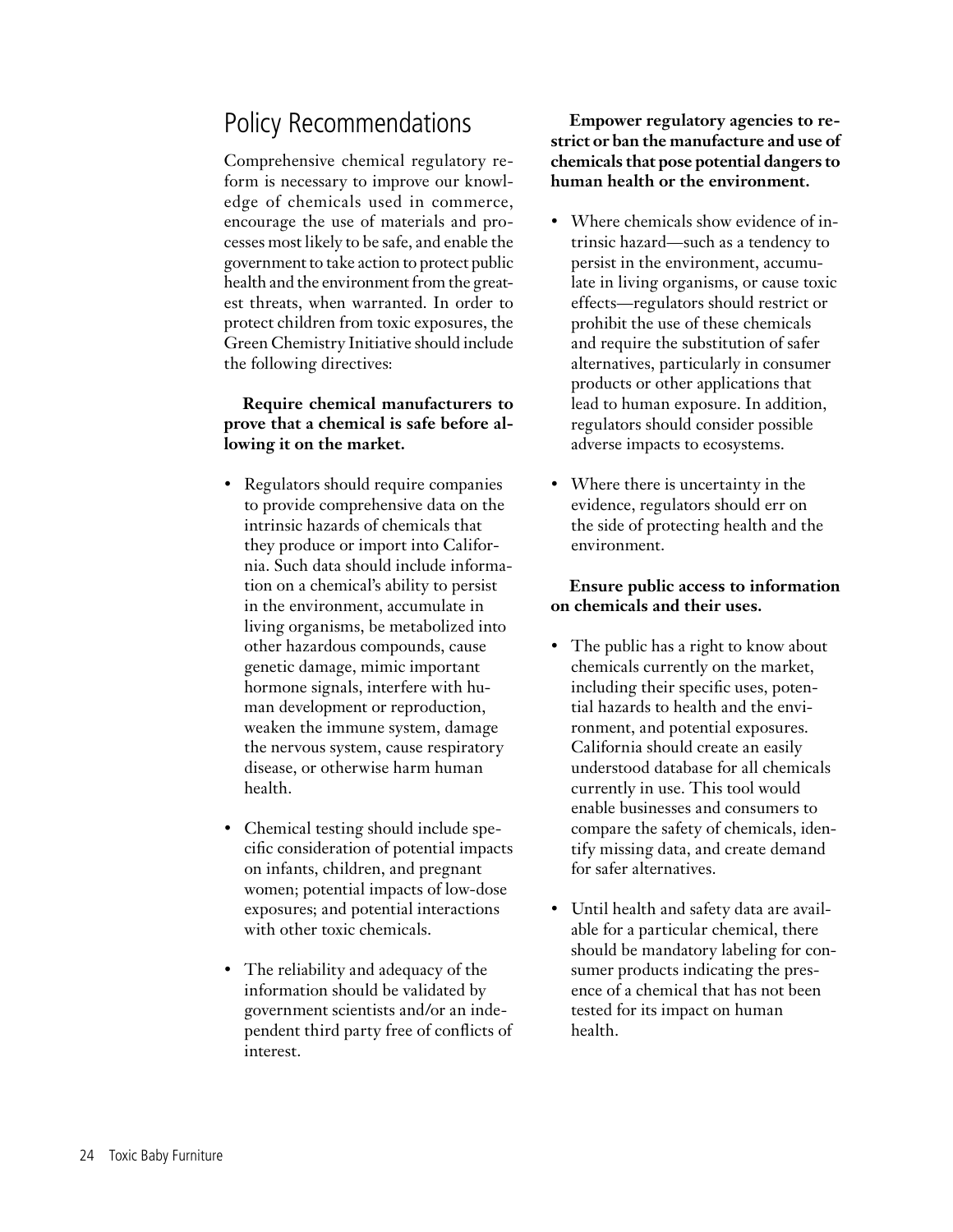# Policy Recommendations

Comprehensive chemical regulatory reform is necessary to improve our knowledge of chemicals used in commerce, encourage the use of materials and processes most likely to be safe, and enable the government to take action to protect public health and the environment from the greatest threats, when warranted. In order to protect children from toxic exposures, the Green Chemistry Initiative should include the following directives:

**Require chemical manufacturers to prove that a chemical is safe before allowing it on the market.**

- Regulators should require companies to provide comprehensive data on the intrinsic hazards of chemicals that they produce or import into California. Such data should include information on a chemical's ability to persist in the environment, accumulate in living organisms, be metabolized into other hazardous compounds, cause genetic damage, mimic important hormone signals, interfere with human development or reproduction, weaken the immune system, damage the nervous system, cause respiratory disease, or otherwise harm human health.
- Chemical testing should include specific consideration of potential impacts on infants, children, and pregnant women; potential impacts of low-dose exposures; and potential interactions with other toxic chemicals.
- The reliability and adequacy of the information should be validated by government scientists and/or an independent third party free of conflicts of interest.

**Empower regulatory agencies to restrict or ban the manufacture and use of chemicals that pose potential dangers to human health or the environment.**

- Where chemicals show evidence of intrinsic hazard—such as a tendency to persist in the environment, accumulate in living organisms, or cause toxic effects—regulators should restrict or prohibit the use of these chemicals and require the substitution of safer alternatives, particularly in consumer products or other applications that lead to human exposure. In addition, regulators should consider possible adverse impacts to ecosystems.
- Where there is uncertainty in the evidence, regulators should err on the side of protecting health and the environment.

**Ensure public access to information on chemicals and their uses.**

- The public has a right to know about chemicals currently on the market, including their specific uses, potential hazards to health and the environment, and potential exposures. California should create an easily understood database for all chemicals currently in use. This tool would enable businesses and consumers to compare the safety of chemicals, identify missing data, and create demand for safer alternatives.
- Until health and safety data are available for a particular chemical, there should be mandatory labeling for consumer products indicating the presence of a chemical that has not been tested for its impact on human health.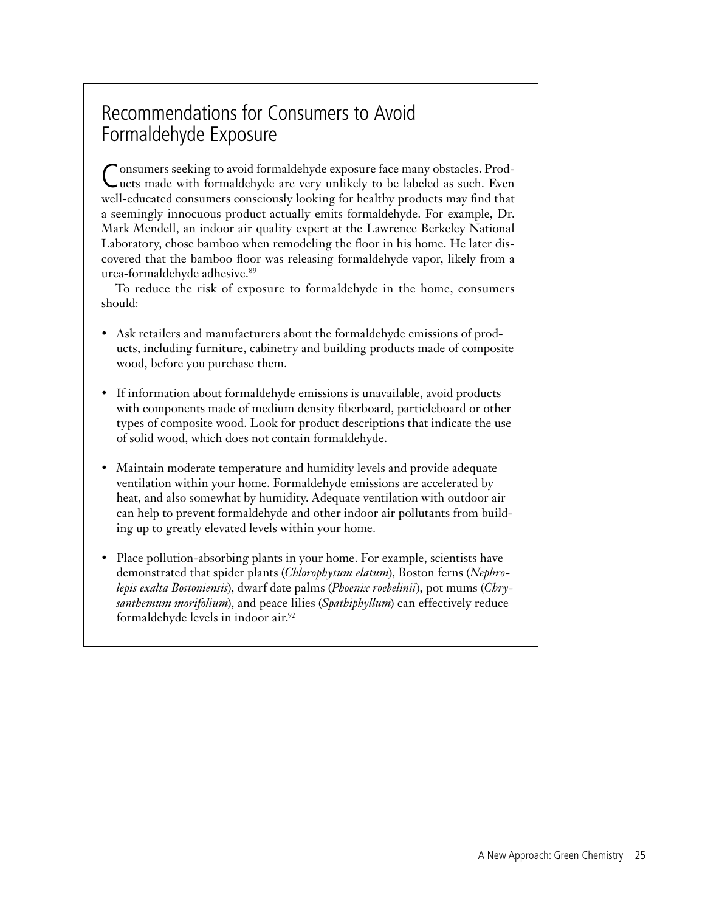## Recommendations for Consumers to Avoid Formaldehyde Exposure

Consumers seeking to avoid formaldehyde exposure face many obstacles. Products made with formaldehyde are very unlikely to be labeled as such. Even well-educated consumers consciously looking for healthy products may find that a seemingly innocuous product actually emits formaldehyde. For example, Dr. Mark Mendell, an indoor air quality expert at the Lawrence Berkeley National Laboratory, chose bamboo when remodeling the floor in his home. He later discovered that the bamboo floor was releasing formaldehyde vapor, likely from a urea-formaldehyde adhesive.[89]

To reduce the risk of exposure to formaldehyde in the home, consumers should:

- Ask retailers and manufacturers about the formaldehyde emissions of products, including furniture, cabinetry and building products made of composite wood, before you purchase them.
- If information about formaldehyde emissions is unavailable, avoid products with components made of medium density fiberboard, particleboard or other types of composite wood. Look for product descriptions that indicate the use of solid wood, which does not contain formaldehyde.
- Maintain moderate temperature and humidity levels and provide adequate ventilation within your home. Formaldehyde emissions are accelerated by heat, and also somewhat by humidity. Adequate ventilation with outdoor air can help to prevent formaldehyde and other indoor air pollutants from building up to greatly elevated levels within your home.
- Place pollution-absorbing plants in your home. For example, scientists have demonstrated that spider plants (*Chlorophytum elatum*), Boston ferns (*Nephrolepis exalta Bostoniensis*), dwarf date palms (*Phoenix roebelinii*), pot mums (*Chrysanthemum morifolium*), and peace lilies (*Spathiphyllum*) can effectively reduce formaldehyde levels in indoor air.[92]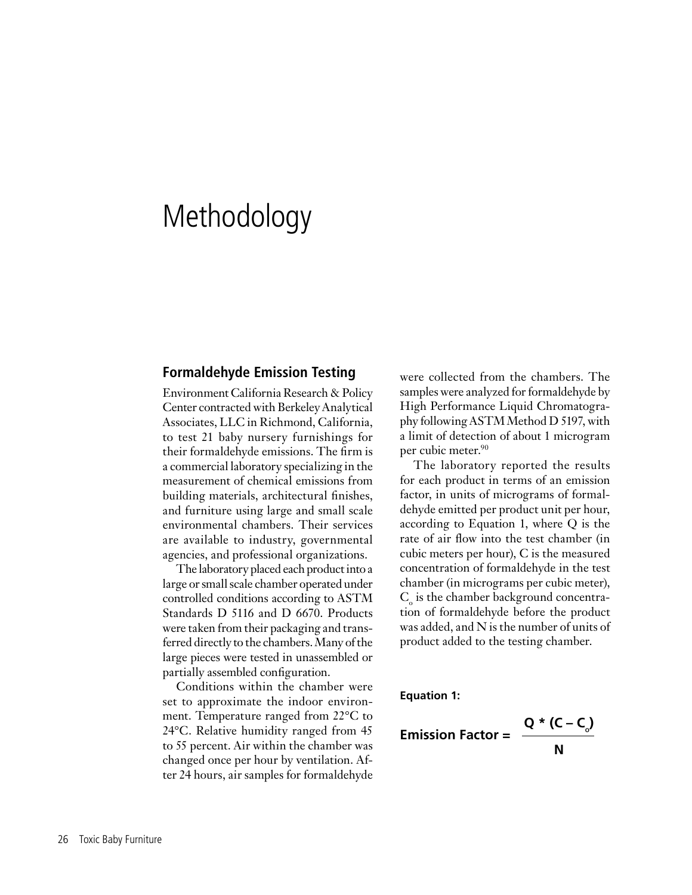# Methodology

## Formaldehyde Emission Testing

Environment California Research & Policy Center contracted with Berkeley Analytical Associates, LLC in Richmond, California, to test 21 baby nursery furnishings for their formaldehyde emissions. The firm is a commercial laboratory specializing in the measurement of chemical emissions from building materials, architectural finishes, and furniture using large and small scale environmental chambers. Their services are available to industry, governmental agencies, and professional organizations.

The laboratory placed each product into a large or small scale chamber operated under controlled conditions according to ASTM Standards D 5116 and D 6670. Products were taken from their packaging and transferred directly to the chambers. Many of the large pieces were tested in unassembled or partially assembled configuration.

Conditions within the chamber were set to approximate the indoor environment. Temperature ranged from 22°C to 24°C. Relative humidity ranged from 45 to 55 percent. Air within the chamber was changed once per hour by ventilation. After 24 hours, air samples for formaldehyde were collected from the chambers. The samples were analyzed for formaldehyde by High Performance Liquid Chromatography following ASTM Method D 5197, with a limit of detection of about 1 microgram per cubic meter.[90]

The laboratory reported the results for each product in terms of an emission factor, in units of micrograms of formaldehyde emitted per product unit per hour, according to Equation 1, where Q is the rate of air flow into the test chamber (in cubic meters per hour), C is the measured concentration of formaldehyde in the test chamber (in micrograms per cubic meter), $C_o$ is the chamber background concentration of formaldehyde before the product was added, and N is the number of units of product added to the testing chamber.

**Equation 1:**

$$\text{Emission Factor} = \frac{Q * (C - C_o)}{N}$$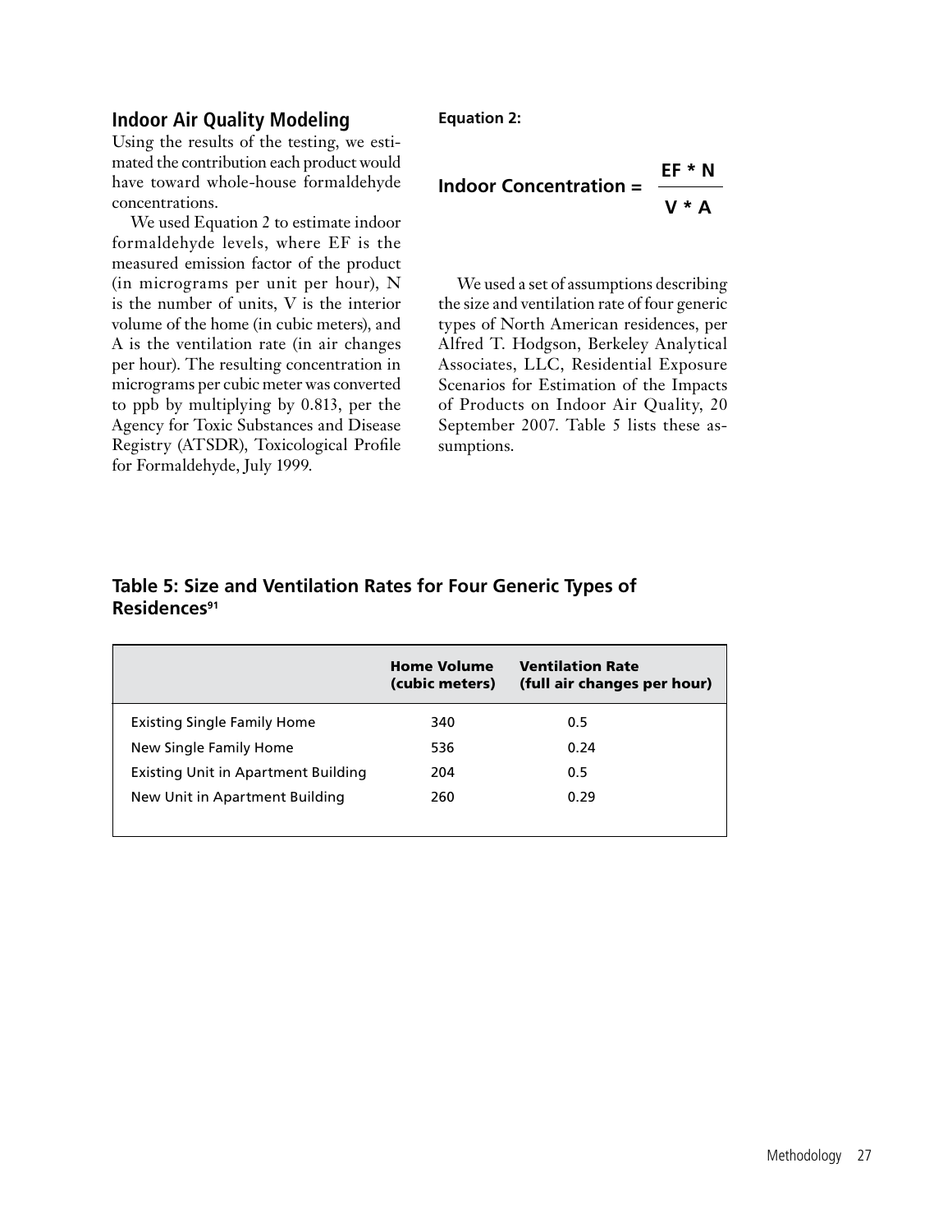## Indoor Air Quality Modeling

Using the results of the testing, we estimated the contribution each product would have toward whole-house formaldehyde concentrations.

We used Equation 2 to estimate indoor formaldehyde levels, where EF is the measured emission factor of the product (in micrograms per unit per hour), N is the number of units, V is the interior volume of the home (in cubic meters), and A is the ventilation rate (in air changes per hour). The resulting concentration in micrograms per cubic meter was converted to ppb by multiplying by 0.813, per the Agency for Toxic Substances and Disease Registry (ATSDR), Toxicological Profile for Formaldehyde, July 1999.

**Equation 2:**

$$\text{Indoor Concentration} = \frac{EF * N}{V * A}$$

We used a set of assumptions describing the size and ventilation rate of four generic types of North American residences, per Alfred T. Hodgson, Berkeley Analytical Associates, LLC, Residential Exposure Scenarios for Estimation of the Impacts of Products on Indoor Air Quality, 20 September 2007. Table 5 lists these assumptions.

### Table 5: Size and Ventilation Rates for Four Generic Types of Residences[91]

| | Home Volume (cubic meters) | Ventilation Rate (full air changes per hour) |
|---|---|---|
| Existing Single Family Home | 340 | 0.5 |
| New Single Family Home | 536 | 0.24 |
| Existing Unit in Apartment Building | 204 | 0.5 |
| New Unit in Apartment Building | 260 | 0.29 |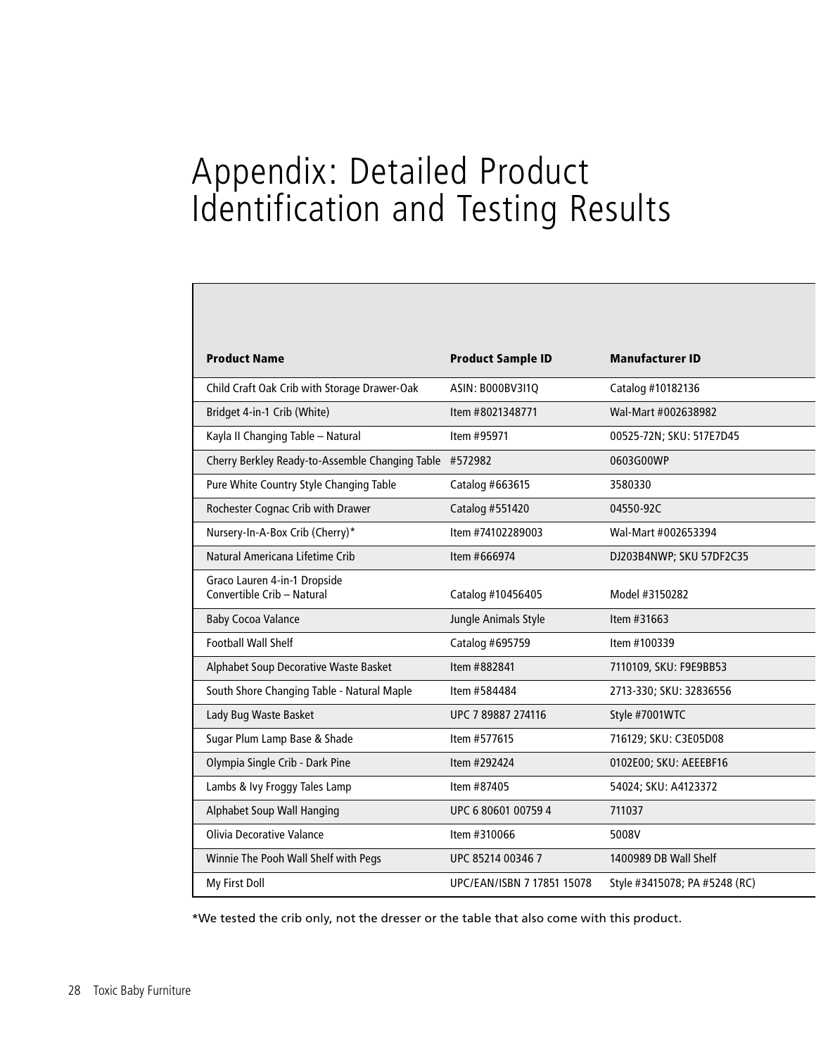# Appendix: Detailed Product Identification and Testing Results

| Product Name | Product Sample ID | Manufacturer ID |
|---|---|---|
| Child Craft Oak Crib with Storage Drawer-Oak | ASIN: B000BV3I1Q | Catalog #10182136 |
| Bridget 4-in-1 Crib (White) | Item #8021348771 | Wal-Mart #002638982 |
| Kayla II Changing Table – Natural | Item #95971 | 00525-72N; SKU: 517E7D45 |
| Cherry Berkley Ready-to-Assemble Changing Table | #572982 | 0603G00WP |
| Pure White Country Style Changing Table | Catalog #663615 | 3580330 |
| Rochester Cognac Crib with Drawer | Catalog #551420 | 04550-92C |
| Nursery-In-A-Box Crib (Cherry)* | Item #74102289003 | Wal-Mart #002653394 |
| Natural Americana Lifetime Crib | Item #666974 | DJ203B4NWP; SKU 57DF2C35 |
| Graco Lauren 4-in-1 Dropside Convertible Crib – Natural | Catalog #10456405 | Model #3150282 |
| Baby Cocoa Valance | Jungle Animals Style | Item #31663 |
| Football Wall Shelf | Catalog #695759 | Item #100339 |
| Alphabet Soup Decorative Waste Basket | Item #882841 | 7110109, SKU: F9E9BB53 |
| South Shore Changing Table - Natural Maple | Item #584484 | 2713-330; SKU: 32836556 |
| Lady Bug Waste Basket | UPC 7 89887 274116 | Style #7001WTC |
| Sugar Plum Lamp Base & Shade | Item #577615 | 716129; SKU: C3E05D08 |
| Olympia Single Crib - Dark Pine | Item #292424 | 0102E00; SKU: AEEEBF16 |
| Lambs & Ivy Froggy Tales Lamp | Item #87405 | 54024; SKU: A4123372 |
| Alphabet Soup Wall Hanging | UPC 6 80601 00759 4 | 711037 |
| Olivia Decorative Valance | Item #310066 | 5008V |
| Winnie The Pooh Wall Shelf with Pegs | UPC 85214 00346 7 | 1400989 DB Wall Shelf |
| My First Doll | UPC/EAN/ISBN 7 17851 15078 | Style #3415078; PA #5248 (RC) |

*We tested the crib only, not the dresser or the table that also come with this product.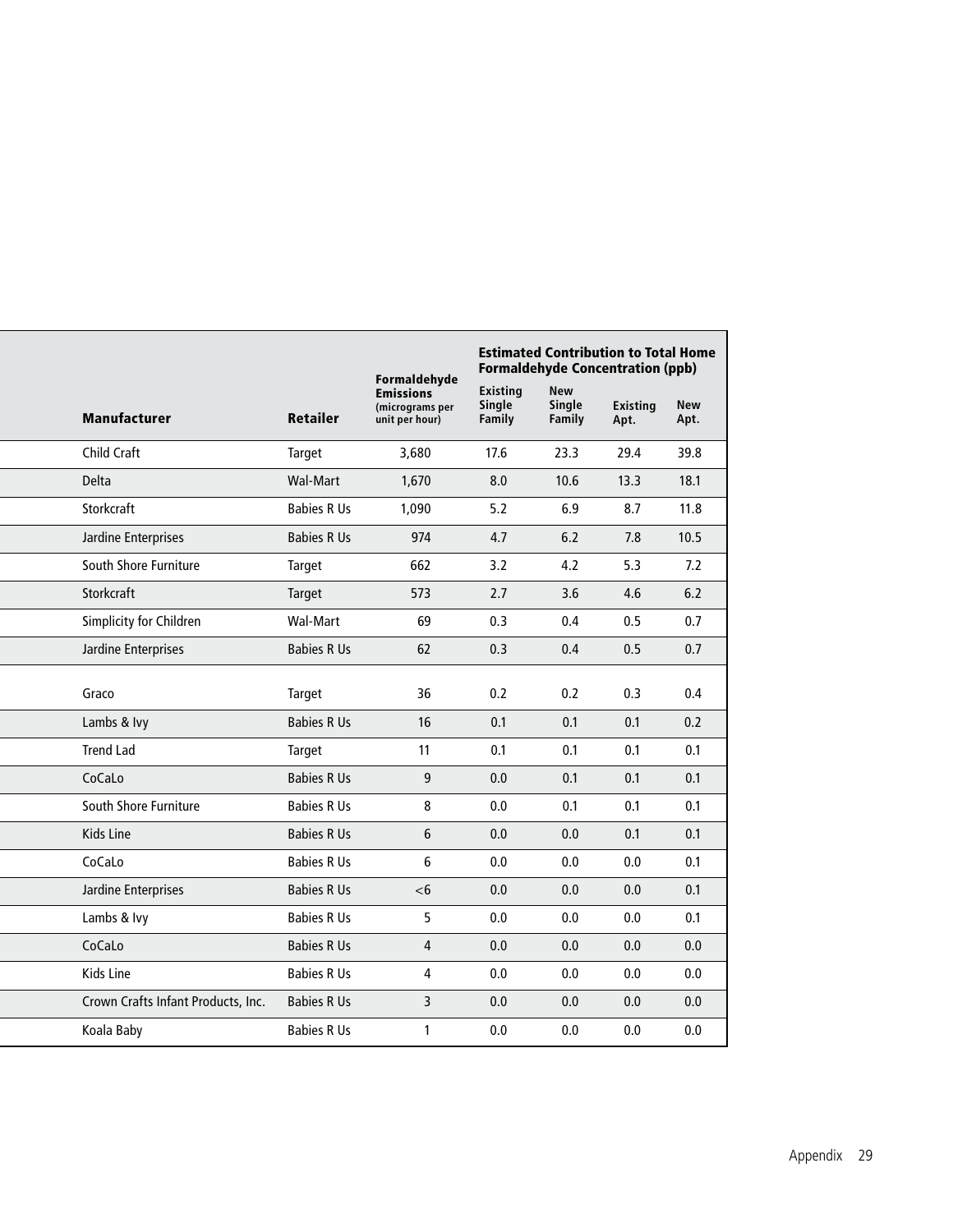| Manufacturer | Retailer | Formaldehyde Emissions (micrograms per unit per hour) | Estimated Contribution to Total Home Formaldehyde Concentration (ppb) | | | |
|---|---|---|---|---|---|---|
| | | | Existing Single Family | New Single Family | Existing Apt. | New Apt. |
| Child Craft | Target | 3,680 | 17.6 | 23.3 | 29.4 | 39.8 |
| Delta | Wal-Mart | 1,670 | 8.0 | 10.6 | 13.3 | 18.1 |
| Storkcraft | Babies R Us | 1,090 | 5.2 | 6.9 | 8.7 | 11.8 |
| Jardine Enterprises | Babies R Us | 974 | 4.7 | 6.2 | 7.8 | 10.5 |
| South Shore Furniture | Target | 662 | 3.2 | 4.2 | 5.3 | 7.2 |
| Storkcraft | Target | 573 | 2.7 | 3.6 | 4.6 | 6.2 |
| Simplicity for Children | Wal-Mart | 69 | 0.3 | 0.4 | 0.5 | 0.7 |
| Jardine Enterprises | Babies R Us | 62 | 0.3 | 0.4 | 0.5 | 0.7 |
| Graco | Target | 36 | 0.2 | 0.2 | 0.3 | 0.4 |
| Lambs & Ivy | Babies R Us | 16 | 0.1 | 0.1 | 0.1 | 0.2 |
| Trend Lad | Target | 11 | 0.1 | 0.1 | 0.1 | 0.1 |
| CoCaLo | Babies R Us | 9 | 0.0 | 0.1 | 0.1 | 0.1 |
| South Shore Furniture | Babies R Us | 8 | 0.0 | 0.1 | 0.1 | 0.1 |
| Kids Line | Babies R Us | 6 | 0.0 | 0.0 | 0.1 | 0.1 |
| CoCaLo | Babies R Us | 6 | 0.0 | 0.0 | 0.0 | 0.1 |
| Jardine Enterprises | Babies R Us | <6 | 0.0 | 0.0 | 0.0 | 0.1 |
| Lambs & Ivy | Babies R Us | 5 | 0.0 | 0.0 | 0.0 | 0.1 |
| CoCaLo | Babies R Us | 4 | 0.0 | 0.0 | 0.0 | 0.0 |
| Kids Line | Babies R Us | 4 | 0.0 | 0.0 | 0.0 | 0.0 |
| Crown Crafts Infant Products, Inc. | Babies R Us | 3 | 0.0 | 0.0 | 0.0 | 0.0 |
| Koala Baby | Babies R Us | 1 | 0.0 | 0.0 | 0.0 | 0.0 |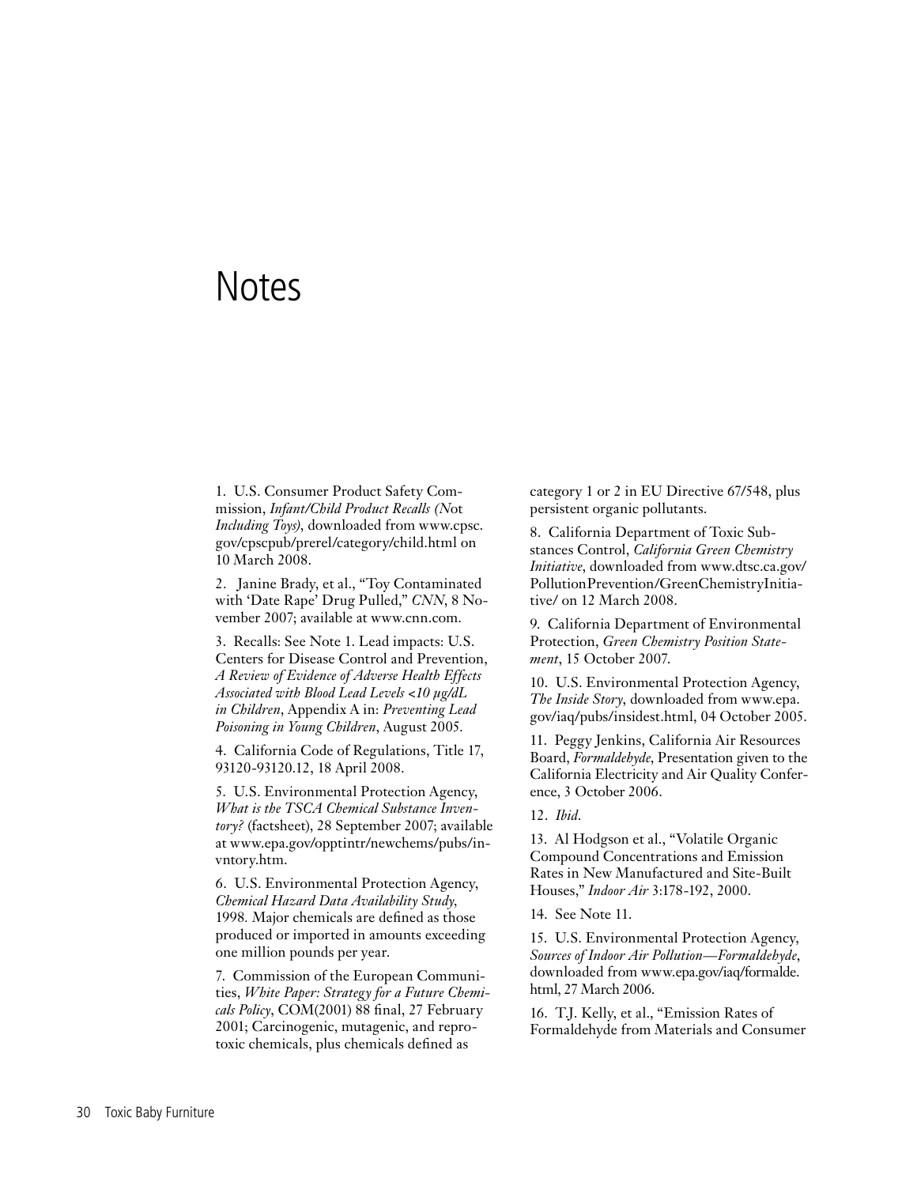# Notes

1. U.S. Consumer Product Safety Commission, *Infant/Child Product Recalls (Not Including Toys)*, downloaded from www.cpsc.gov/cpscpub/prerel/category/child.html on 10 March 2008.

2. Janine Brady, et al., "Toy Contaminated with 'Date Rape' Drug Pulled," *CNN*, 8 November 2007; available at www.cnn.com.

3. Recalls: See Note 1. Lead impacts: U.S. Centers for Disease Control and Prevention, *A Review of Evidence of Adverse Health Effects Associated with Blood Lead Levels <10 µg/dL in Children*, Appendix A in: *Preventing Lead Poisoning in Young Children*, August 2005.

4. California Code of Regulations, Title 17, 93120-93120.12, 18 April 2008.

5. U.S. Environmental Protection Agency, *What is the TSCA Chemical Substance Inventory?* (factsheet), 28 September 2007; available at www.epa.gov/opptintr/newchems/pubs/invntory.htm.

6. U.S. Environmental Protection Agency, *Chemical Hazard Data Availability Study*, 1998. Major chemicals are defined as those produced or imported in amounts exceeding one million pounds per year.

7. Commission of the European Communities, *White Paper: Strategy for a Future Chemicals Policy*, COM(2001) 88 final, 27 February 2001; Carcinogenic, mutagenic, and reprotoxic chemicals, plus chemicals defined as category 1 or 2 in EU Directive 67/548, plus persistent organic pollutants.

8. California Department of Toxic Substances Control, *California Green Chemistry Initiative*, downloaded from www.dtsc.ca.gov/PollutionPrevention/GreenChemistryInitiative/ on 12 March 2008.

9. California Department of Environmental Protection, *Green Chemistry Position Statement*, 15 October 2007.

10. U.S. Environmental Protection Agency, *The Inside Story*, downloaded from www.epa.gov/iaq/pubs/insidest.html, 04 October 2005.

11. Peggy Jenkins, California Air Resources Board, *Formaldehyde*, Presentation given to the California Electricity and Air Quality Conference, 3 October 2006.

12. *Ibid*.

13. Al Hodgson et al., "Volatile Organic Compound Concentrations and Emission Rates in New Manufactured and Site-Built Houses," *Indoor Air* 3:178-192, 2000.

14. See Note 11.

15. U.S. Environmental Protection Agency, *Sources of Indoor Air Pollution—Formaldehyde*, downloaded from www.epa.gov/iaq/formalde.html, 27 March 2006.

16. T.J. Kelly, et al., "Emission Rates of Formaldehyde from Materials and Consumer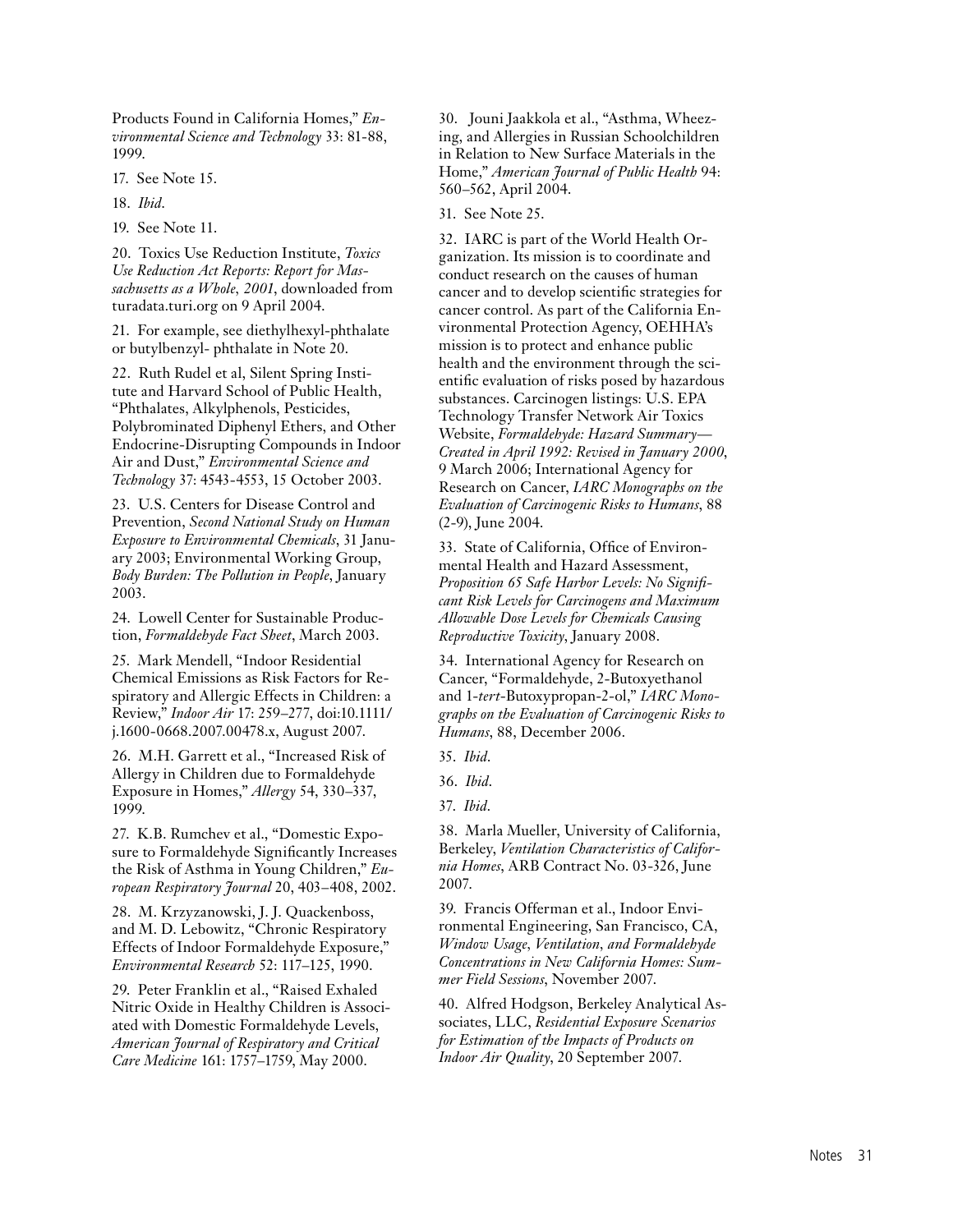Products Found in California Homes," *Environmental Science and Technology* 33: 81-88, 1999.

17. See Note 15.

18. *Ibid*.

19. See Note 11.

20. Toxics Use Reduction Institute, *Toxics Use Reduction Act Reports: Report for Massachusetts as a Whole, 2001*, downloaded from turadata.turi.org on 9 April 2004.

21. For example, see diethylhexyl-phthalate or butylbenzyl- phthalate in Note 20.

22. Ruth Rudel et al, Silent Spring Institute and Harvard School of Public Health, "Phthalates, Alkylphenols, Pesticides, Polybrominated Diphenyl Ethers, and Other Endocrine-Disrupting Compounds in Indoor Air and Dust," *Environmental Science and Technology* 37: 4543-4553, 15 October 2003.

23. U.S. Centers for Disease Control and Prevention, *Second National Study on Human Exposure to Environmental Chemicals*, 31 January 2003; Environmental Working Group, *Body Burden: The Pollution in People*, January 2003.

24. Lowell Center for Sustainable Production, *Formaldehyde Fact Sheet*, March 2003.

25. Mark Mendell, "Indoor Residential Chemical Emissions as Risk Factors for Respiratory and Allergic Effects in Children: a Review," *Indoor Air* 17: 259–277, doi:10.1111/j.1600-0668.2007.00478.x, August 2007.

26. M.H. Garrett et al., "Increased Risk of Allergy in Children due to Formaldehyde Exposure in Homes," *Allergy* 54, 330–337, 1999.

27. K.B. Rumchev et al., "Domestic Exposure to Formaldehyde Significantly Increases the Risk of Asthma in Young Children," *European Respiratory Journal* 20, 403–408, 2002.

28. M. Krzyzanowski, J. J. Quackenboss, and M. D. Lebowitz, "Chronic Respiratory Effects of Indoor Formaldehyde Exposure," *Environmental Research* 52: 117–125, 1990.

29. Peter Franklin et al., "Raised Exhaled Nitric Oxide in Healthy Children is Associated with Domestic Formaldehyde Levels, *American Journal of Respiratory and Critical Care Medicine* 161: 1757–1759, May 2000.

30. Jouni Jaakkola et al., "Asthma, Wheezing, and Allergies in Russian Schoolchildren in Relation to New Surface Materials in the Home," *American Journal of Public Health* 94: 560–562, April 2004.

31. See Note 25.

32. IARC is part of the World Health Organization. Its mission is to coordinate and conduct research on the causes of human cancer and to develop scientific strategies for cancer control. As part of the California Environmental Protection Agency, OEHHA's mission is to protect and enhance public health and the environment through the scientific evaluation of risks posed by hazardous substances. Carcinogen listings: U.S. EPA Technology Transfer Network Air Toxics Website, *Formaldehyde: Hazard Summary—Created in April 1992: Revised in January 2000*, 9 March 2006; International Agency for Research on Cancer, *IARC Monographs on the Evaluation of Carcinogenic Risks to Humans*, 88 (2-9), June 2004.

33. State of California, Office of Environmental Health and Hazard Assessment, *Proposition 65 Safe Harbor Levels: No Significant Risk Levels for Carcinogens and Maximum Allowable Dose Levels for Chemicals Causing Reproductive Toxicity*, January 2008.

34. International Agency for Research on Cancer, "Formaldehyde, 2-Butoxyethanol and 1-*tert*-Butoxypropan-2-ol," *IARC Monographs on the Evaluation of Carcinogenic Risks to Humans*, 88, December 2006.

35. *Ibid*.

36. *Ibid*.

37. *Ibid*.

38. Marla Mueller, University of California, Berkeley, *Ventilation Characteristics of California Homes*, ARB Contract No. 03-326, June 2007.

39. Francis Offerman et al., Indoor Environmental Engineering, San Francisco, CA, *Window Usage, Ventilation, and Formaldehyde Concentrations in New California Homes: Summer Field Sessions*, November 2007.

40. Alfred Hodgson, Berkeley Analytical Associates, LLC, *Residential Exposure Scenarios for Estimation of the Impacts of Products on Indoor Air Quality*, 20 September 2007.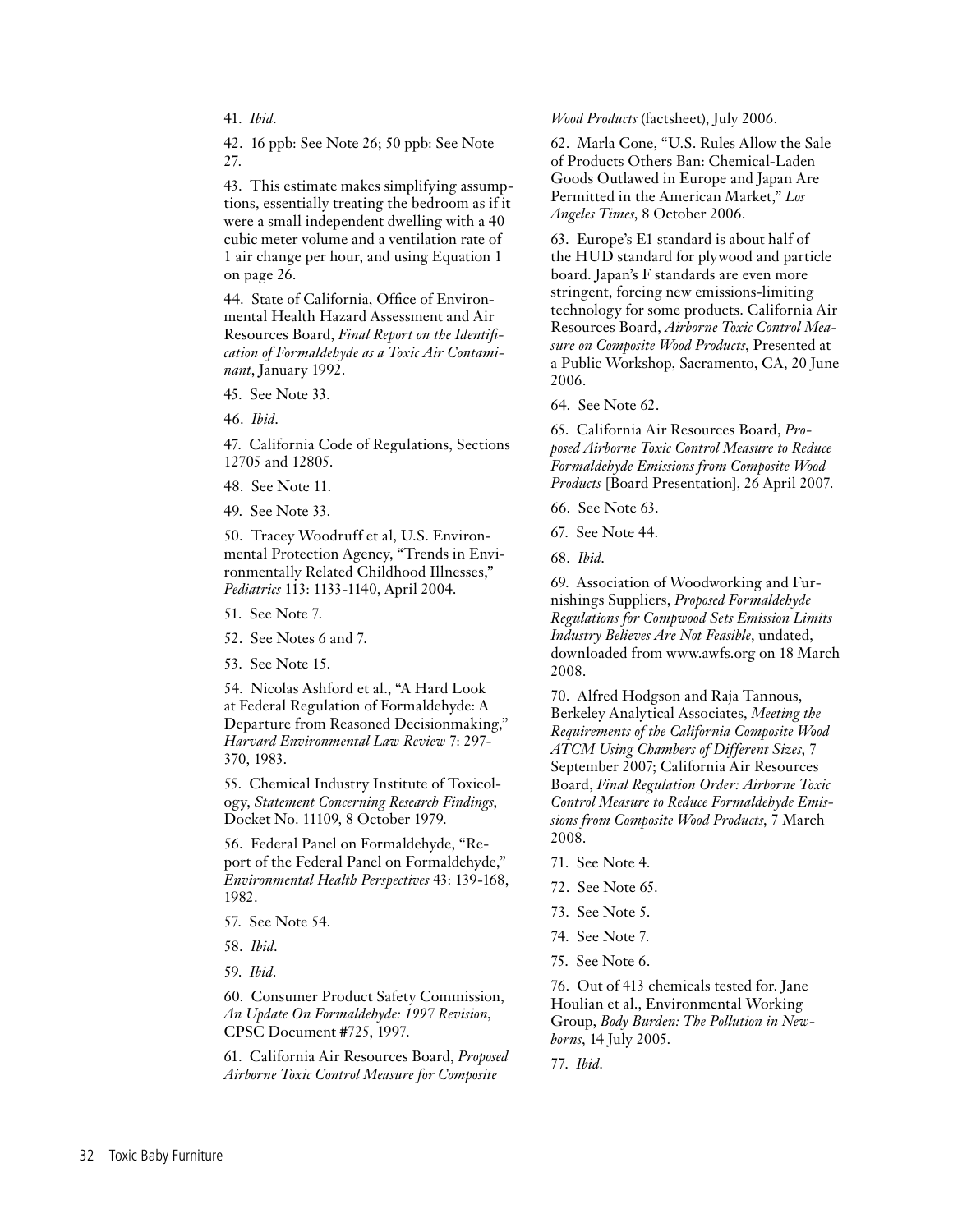41. *Ibid*.

42. 16 ppb: See Note 26; 50 ppb: See Note 27.

43. This estimate makes simplifying assumptions, essentially treating the bedroom as if it were a small independent dwelling with a 40 cubic meter volume and a ventilation rate of 1 air change per hour, and using Equation 1 on page 26.

44. State of California, Office of Environmental Health Hazard Assessment and Air Resources Board, *Final Report on the Identification of Formaldehyde as a Toxic Air Contaminant*, January 1992.

45. See Note 33.

46. *Ibid*.

47. California Code of Regulations, Sections 12705 and 12805.

48. See Note 11.

49. See Note 33.

50. Tracey Woodruff et al, U.S. Environmental Protection Agency, "Trends in Environmentally Related Childhood Illnesses," *Pediatrics* 113: 1133-1140, April 2004.

51. See Note 7.

52. See Notes 6 and 7.

53. See Note 15.

54. Nicolas Ashford et al., "A Hard Look at Federal Regulation of Formaldehyde: A Departure from Reasoned Decisionmaking," *Harvard Environmental Law Review* 7: 297-370, 1983.

55. Chemical Industry Institute of Toxicology, *Statement Concerning Research Findings*, Docket No. 11109, 8 October 1979.

56. Federal Panel on Formaldehyde, "Report of the Federal Panel on Formaldehyde," *Environmental Health Perspectives* 43: 139-168, 1982.

57. See Note 54.

58. *Ibid*.

59. *Ibid*.

60. Consumer Product Safety Commission, *An Update On Formaldehyde: 1997 Revision*, CPSC Document #725, 1997.

61. California Air Resources Board, *Proposed Airborne Toxic Control Measure for Composite Wood Products* (factsheet), July 2006.

62. Marla Cone, "U.S. Rules Allow the Sale of Products Others Ban: Chemical-Laden Goods Outlawed in Europe and Japan Are Permitted in the American Market," *Los Angeles Times*, 8 October 2006.

63. Europe's E1 standard is about half of the HUD standard for plywood and particle board. Japan's F standards are even more stringent, forcing new emissions-limiting technology for some products. California Air Resources Board, *Airborne Toxic Control Measure on Composite Wood Products*, Presented at a Public Workshop, Sacramento, CA, 20 June 2006.

64. See Note 62.

65. California Air Resources Board, *Proposed Airborne Toxic Control Measure to Reduce Formaldehyde Emissions from Composite Wood Products* [Board Presentation], 26 April 2007.

66. See Note 63.

67. See Note 44.

68. *Ibid*.

69. Association of Woodworking and Furnishings Suppliers, *Proposed Formaldehyde Regulations for Compwood Sets Emission Limits Industry Believes Are Not Feasible*, undated, downloaded from www.awfs.org on 18 March 2008.

70. Alfred Hodgson and Raja Tannous, Berkeley Analytical Associates, *Meeting the Requirements of the California Composite Wood ATCM Using Chambers of Different Sizes*, 7 September 2007; California Air Resources Board, *Final Regulation Order: Airborne Toxic Control Measure to Reduce Formaldehyde Emissions from Composite Wood Products*, 7 March 2008.

71. See Note 4.

72. See Note 65.

73. See Note 5.

74. See Note 7.

75. See Note 6.

76. Out of 413 chemicals tested for. Jane Houlian et al., Environmental Working Group, *Body Burden: The Pollution in Newborns*, 14 July 2005.

77. *Ibid*.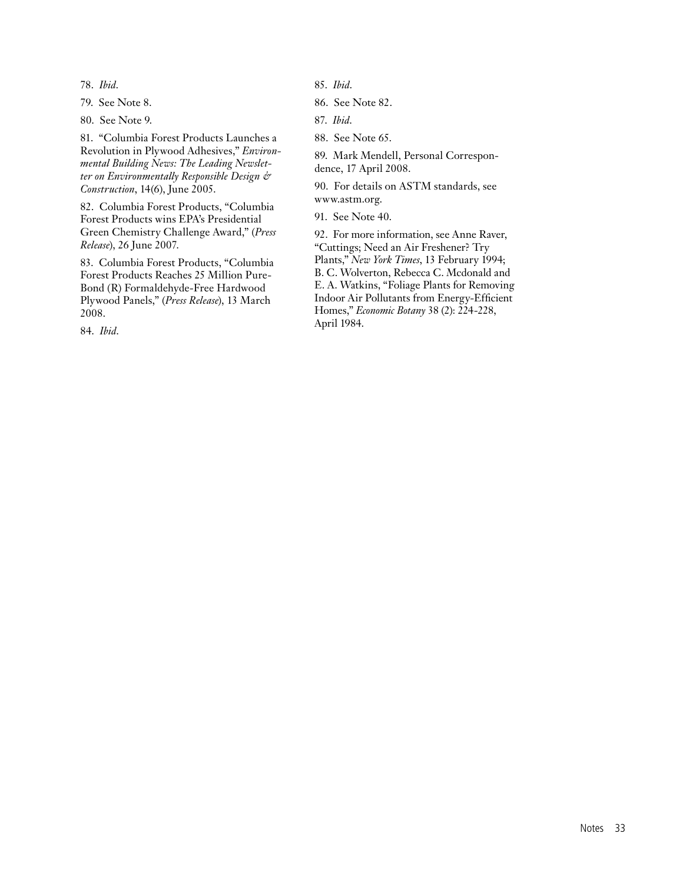78. *Ibid*.

79. See Note 8.

80. See Note 9.

81. "Columbia Forest Products Launches a Revolution in Plywood Adhesives," *Environmental Building News: The Leading Newsletter on Environmentally Responsible Design & Construction*, 14(6), June 2005.

82. Columbia Forest Products, "Columbia Forest Products wins EPA's Presidential Green Chemistry Challenge Award," (*Press Release*), 26 June 2007.

83. Columbia Forest Products, "Columbia Forest Products Reaches 25 Million Pure-Bond (R) Formaldehyde-Free Hardwood Plywood Panels," (*Press Release*), 13 March 2008.

84. *Ibid*.

85. *Ibid*.

86. See Note 82.

87. *Ibid*.

88. See Note 65.

89. Mark Mendell, Personal Correspondence, 17 April 2008.

90. For details on ASTM standards, see www.astm.org.

91. See Note 40.

92. For more information, see Anne Raver, "Cuttings; Need an Air Freshener? Try Plants," *New York Times*, 13 February 1994; B. C. Wolverton, Rebecca C. Mcdonald and E. A. Watkins, "Foliage Plants for Removing Indoor Air Pollutants from Energy-Efficient Homes," *Economic Botany* 38 (2): 224-228, April 1984.